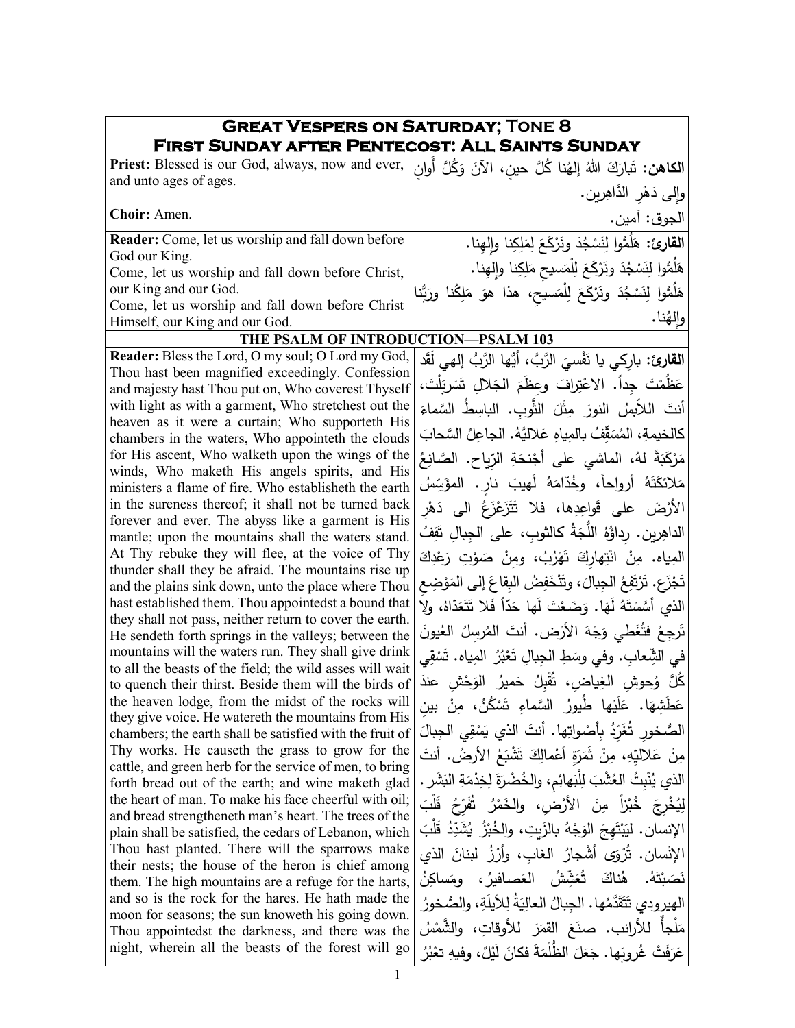# Great Vespers on Saturday; Tone 8
## First Sunday after Pentecost: All Saints Sunday

| | |
|---|---|
| **Priest:** Blessed is our God, always, now and ever, and unto ages of ages. | **الكاهن:** تَبارَكَ اللهُ إلهُنا كُلَّ حينٍ، الآنَ وَكُلَّ أوانٍ وإلى دَهْرِ الدَّاهِرين. |
| **Choir:** Amen. | الجوق: آمين. |
| **Reader:** Come, let us worship and fall down before God our King. Come, let us worship and fall down before Christ, our King and our God. Come, let us worship and fall down before Christ Himself, our King and our God. | **القارئ:** هَلُمُّوا لِنَسْجُدَ ونَرْكَعَ لِمَلِكِنا وإلهِنا. هَلُمُّوا لِنَسْجُدَ ونَرْكَعَ لِلْمَسيحِ مَلِكِنا وإلهِنا. هَلُمُّوا لِنَسْجُدَ ونَرْكَعَ لِلْمَسيحِ، هذا هوَ مَلِكُنا ورَبُّنا وإلهُنا. |

### THE PSALM OF INTRODUCTION—PSALM 103

| | |
|---|---|
| **Reader:** Bless the Lord, O my soul; O Lord my God, Thou hast been magnified exceedingly. Confession and majesty hast Thou put on, Who coverest Thyself with light as with a garment, Who stretchest out the heaven as it were a curtain; Who supporteth His chambers in the waters, Who appointeth the clouds for His ascent, Who walketh upon the wings of the winds, Who maketh His angels spirits, and His ministers a flame of fire. Who establisheth the earth in the sureness thereof; it shall not be turned back forever and ever. The abyss like a garment is His mantle; upon the mountains shall the waters stand. At Thy rebuke they will flee, at the voice of Thy thunder shall they be afraid. The mountains rise up and the plains sink down, unto the place where Thou hast established them. Thou appointedst a bound that they shall not pass, neither return to cover the earth. He sendeth forth springs in the valleys; between the mountains will the waters run. They shall give drink to all the beasts of the field; the wild asses will wait to quench their thirst. Beside them will the birds of the heaven lodge, from the midst of the rocks will they give voice. He watereth the mountains from His chambers; the earth shall be satisfied with the fruit of Thy works. He causeth the grass to grow for the cattle, and green herb for the service of men, to bring forth bread out of the earth; and wine maketh glad the heart of man. To make his face cheerful with oil; and bread strengtheneth man's heart. The trees of the plain shall be satisfied, the cedars of Lebanon, which Thou hast planted. There will the sparrows make their nests; the house of the heron is chief among them. The high mountains are a refuge for the harts, and so is the rock for the hares. He hath made the moon for seasons; the sun knoweth his going down. Thou appointedst the darkness, and there was the night, wherein all the beasts of the forest will go | **القارئ:** بارِكي يا نَفْسيَ الرَّبَّ، أيُّها الرَّبُّ إلهي لَقَد عَظُمْتَ جِداً. الاعْتِرافَ وعِظَمَ الجَلالِ تَسَربَلْتَ، أنتَ اللاّبِسُ النورَ مِثْلَ الثَّوبِ. الباسِطُ السَّماءَ كالخيمةِ، المُسَقِّفُ بالمِياهِ عَلاليَّهُ. الجاعِلُ السَّحابَ مَرْكَبَةً لهُ، الماشي على أجْنحَةِ الرّياح. الصَّانِعُ مَلائكَتَهُ أرواحاً، وخُدّامَهُ لَهيبَ نارٍ. المؤَسِّسُ الأرْضَ على قَواعِدِها، فلا تَتَزَعْزَعُ الى دَهْرِ الداهِرين. رِداؤُهُ اللُّجَةُ كالثوبِ، على الجِبالِ تَقِفُ المِياه. مِنْ انْتِهارِكَ تَهْرُبُ، ومِنْ صَوْتِ رَعْدِكَ تَجْزَع. تَرْتَفِعُ الجِبالَ، وتَنْخَفِضُ البِقاعَ إلى المَوْضِعِ الذي أسَّسْتَهُ لَهَا. وَضَعْتَ لَها حَدّاً فَلا تَتَعَدّاهُ، ولا تَرجِعُ فتُغَطي وَجْهَ الأرْض. أنتَ المُرسِلُ العُيونَ في الشِّعابِ. وفي وسَطِ الجِبالِ تَعْبُرُ المِياه. تَسْقِي كُلَّ وُحوشِ الغِياضِ، تُقْبِلُ حَميرُ الوَحْشِ عندَ عَطَشِهَا. عَلَيْها طُيورُ السَّماءِ تَسْكُنُ، مِنْ بينِ الصُّخورِ تُغَرِّدُ بأصْواتِها. أنتَ الذي يَسْقِي الجِبالَ مِنْ عَلاليِّهِ، مِنْ ثَمَرَةِ أعْمالِكَ تَشْبَعُ الأرضُ. أنتَ الذي يُنْبِتُ العُشْبَ لِلْبَهائِمِ، والخُضْرَةَ لِخِدْمَةِ البَشَر. لِيُخْرِجَ خُبْزاً مِنَ الأرْضِ، والخَمْرُ تُفَرِّحُ قَلْبَ الإنسان. لِيَبْتَهِجَ الوَجْهُ بالزَيتِ، والخُبْزُ يُشَدِّدُ قَلْبَ الإنْسان. تُرْوَى أشْجارُ الغابِ، وأرْزُ لبنانَ الذي نَصَبْتَهُ. هُناكَ تُعَشِّشُ العَصافيرُ، ومَساكِنُ الهيرودي تَتَقَدَّمُها. الجِبالُ العالِيَةُ لِلأيلَةِ، والصُخورُ مَلْجأٌ للأرانب. صنَعَ القمَرَ للأوقاتِ، والشَّمْسُ عَرَفَتْ غُروبَها. جَعَلَ الظُلْمَةَ فكانَ لَيْلٌ، وفيهِ تعْبُرُ |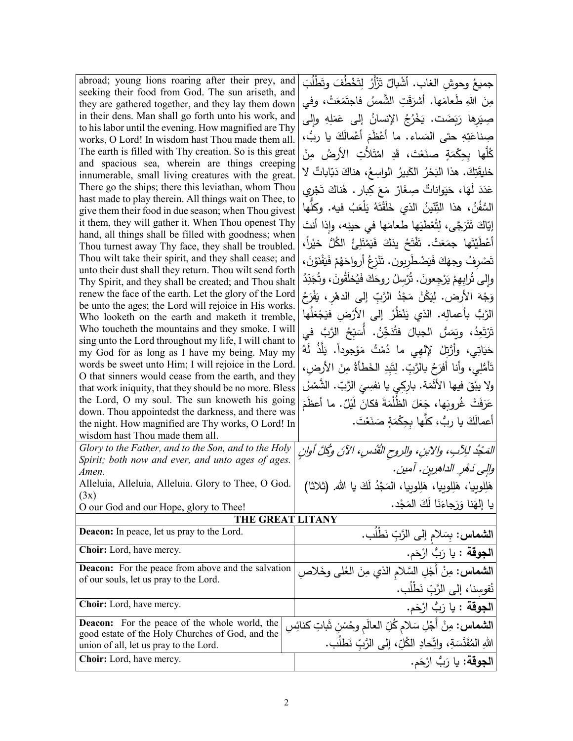| | |
|---|---|
| abroad; young lions roaring after their prey, and seeking their food from God. The sun ariseth, and they are gathered together, and they lay them down in their dens. Man shall go forth unto his work, and to his labor until the evening. How magnified are Thy works, O Lord! In wisdom hast Thou made them all. The earth is filled with Thy creation. So is this great and spacious sea, wherein are things creeping innumerable, small living creatures with the great. There go the ships; there this leviathan, whom Thou hast made to play therein. All things wait on Thee, to give them their food in due season; when Thou givest it them, they will gather it. When Thou openest Thy hand, all things shall be filled with goodness; when Thou turnest away Thy face, they shall be troubled. Thou wilt take their spirit, and they shall cease; and unto their dust shall they return. Thou wilt send forth Thy Spirit, and they shall be created; and Thou shalt renew the face of the earth. Let the glory of the Lord be unto the ages; the Lord will rejoice in His works. Who looketh on the earth and maketh it tremble, Who toucheth the mountains and they smoke. I will sing unto the Lord throughout my life, I will chant to my God for as long as I have my being. May my words be sweet unto Him; I will rejoice in the Lord. O that sinners would cease from the earth, and they that work iniquity, that they should be no more. Bless the Lord, O my soul. The sun knoweth his going down. Thou appointedst the darkness, and there was the night. How magnified are Thy works, O Lord! In wisdom hast Thou made them all. | جميعُ وحوشِ الغاب. أشْبالٌ تَزْأَرُ لِتَخْطُفَ وتَطْلُبَ مِنَ اللهِ طَعامَها. أشرَقَتِ الشَّمسُ فاجتَمَعَتْ، وفي صِيَرِها رَبَضَت. يَخْرُجُ الإنسانُ إلى عَمَلِهِ وإلى صِناعَتِهِ حتى المَساء. ما أَعْظَمَ أَعْمالَكَ يا ربُّ، كُلَّها بِحِكْمَةٍ صنَعْتَ، قَدِ امْتَلأَتِ الأرضُ مِنْ خليقَتِكَ. هذا البَحْرُ الكَبيرُ الواسِعُ، هناكَ دَبّاباتٌ لا عَدَدَ لَهَا، حَيَواناتٌ صِغَارٌ مَعَ كِبار. هُناكَ تَجْري السُّفُنُ، هذا التِّنّينُ الذي خَلَقْتَهُ يَلْعَبُ فيه. وكلُّها إيّاكَ تَتَرَجَّى، لِتُعْطِيَها طعامَها في حينِه، وإذا أنتَ أَعْطَيْتَها جمَعَتْ. تَفْتَحُ يدَكَ فَيَمْتَلِئُ الكُلُّ خيْراً، تَصْرِفُ وجهَكَ فَيَضْطَرِبون. تَنْزِعُ أرواحَهُمْ فَيَفْنَوْنَ، وإلى تُرابِهِمْ يَرْجِعونَ. تُرْسِلُ روحَكَ فَيُخلَقُونَ، وتُجَدِّدُ وَجْهَ الأرض. لِيَكُنْ مَجْدُ الرَّبِّ إلى الدهْرِ، يَفْرَحُ الرَّبُّ بأعمالِه. الذي يَنْظُرُ إلى الأرْضِ فيَجْعَلُها تَرْتَعِدُ، ويَمَسُّ الجبالَ فتُدَخِّنُ. أُسَبِّحُ الرَّبَّ في حَيَاتِي، وأرَتِّلُ لإلهِي ما دُمْتُ مَوْجوداً. يَلَذُّ لَهُ تَأمُّلِي، وأنا أفرَحُ بالرَّبِّ. لِتَبِدِ الخَطأةُ مِنَ الأرضِ، ولا يبْقَ فيها الأثَمَة. بارِكِي يا نفسِيَ الرَّبّ. الشَّمْسُ عَرَفَتْ غُروبَها، جَعَلَ الظُّلْمَةَ فكانَ لَيْلٌ. ما أعظَمَ أعمالَكَ يا ربُّ، كلَّها بِحِكْمَةٍ صَنَعْتَ. |
| *Glory to the Father, and to the Son, and to the Holy Spirit; both now and ever, and unto ages of ages. Amen.* Alleluia, Alleluia, Alleluia. Glory to Thee, O God. (3x) O our God and our Hope, glory to Thee! | *المَجْدُ للآبِ، والابْنِ، والروحِ القُدُسِ، الآنَ وكُلَّ أوانٍ وإلى دَهْرِ الداهِرين. آمين.* هَلِلوييا، هَلِلوييا، هَلِلوييا، المَجْدُ لَكَ يا الله. (ثلاثا) يا إلهَنا وَرَجاءَنَا لَكَ المَجْد. |

## THE GREAT LITANY

| | |
|---|---|
| **Deacon:** In peace, let us pray to the Lord. | **الشماس:** بِسَلامٍ إلى الرَّبِّ نَطْلُب. |
| **Choir:** Lord, have mercy. | **الجوقة :** يا رَبُّ ارْحَم. |
| **Deacon:** For the peace from above and the salvation of our souls, let us pray to the Lord. | **الشماس:** مِنْ أَجْلِ السَّلامِ الذي مِنَ العُلى وخَلاصِ نُفوسِنا، إلى الرَّبِّ نَطْلُب. |
| **Choir:** Lord, have mercy. | **الجوقة :** يا رَبُّ ارْحَم. |
| **Deacon:** For the peace of the whole world, the good estate of the Holy Churches of God, and the union of all, let us pray to the Lord. | **الشماس:** مِنْ أَجْلِ سَلامِ كُلِّ العالَمِ وحُسْنِ ثَباتِ كنائِسِ اللهِ المُقَدَّسَةِ، واتِّحادِ الكُلِّ، إلى الرَّبِّ نَطْلُب. |
| **Choir:** Lord, have mercy. | **الجوقة:** يا رَبُّ ارْحَم. |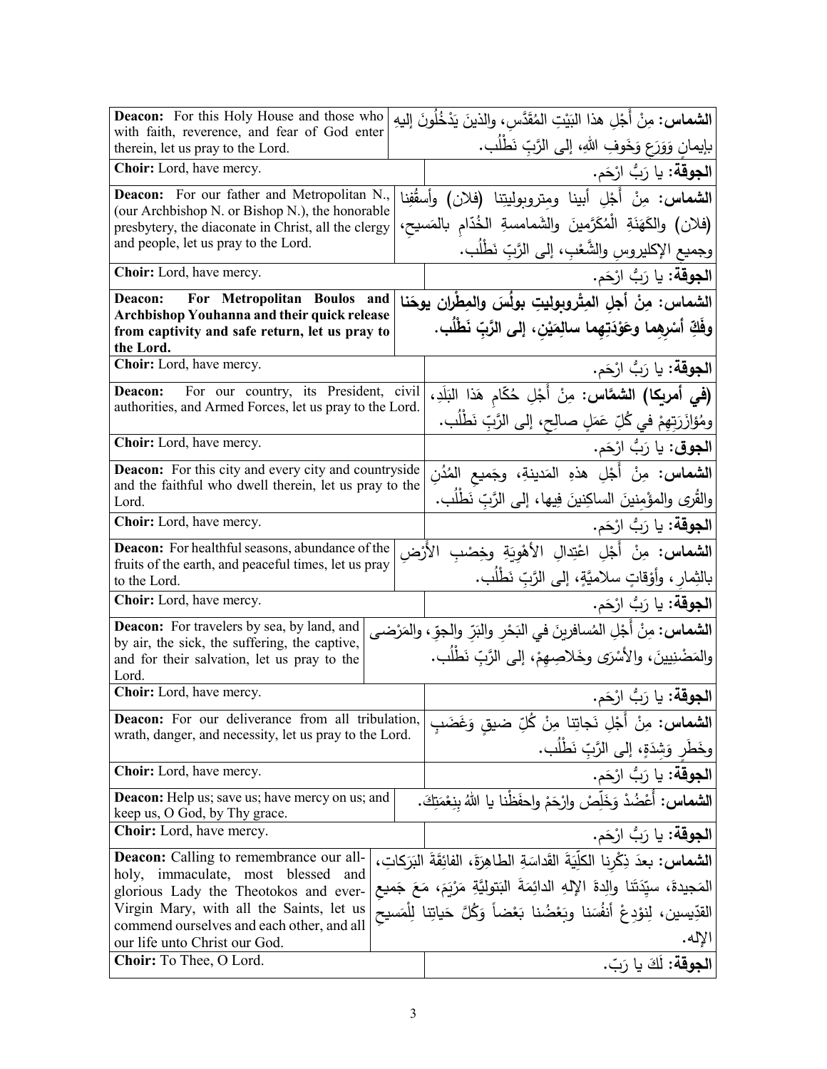| English | Arabic |
| --- | --- |
| **Deacon:** For this Holy House and those who with faith, reverence, and fear of God enter therein, let us pray to the Lord. | **الشماس:** مِنْ أَجْلِ هذا البَيْتِ المُقَدَّسِ، والذينَ يَدْخُلُونَ إليهِ بإيمانٍ وَوَرَعٍ وَخَوفِ اللهِ، إلى الرَّبِّ نَطْلُب. |
| **Choir:** Lord, have mercy. | **الجوقة:** يا رَبُّ ارْحَم. |
| **Deacon:** For our father and Metropolitan N., (our Archbishop N. or Bishop N.), the honorable presbytery, the diaconate in Christ, all the clergy and people, let us pray to the Lord. | **الشماس:** مِنْ أَجْلِ أبينا ومتروبوليتنا (فلان) وأسقُفِنا (فلان) والكَهَنَةِ الْمُكَرَّمينَ والشَمامسةِ الخُدّامِ بالمَسيح، وجميعِ الإكليروسِ والشَّعْبِ، إلى الرَّبِّ نَطْلُب. |
| **Choir:** Lord, have mercy. | **الجوقة:** يا رَبُّ ارْحَم. |
| **Deacon: For Metropolitan Boulos and Archbishop Youhanna and their quick release from captivity and safe return, let us pray to the Lord.** | **الشماس: مِنْ أجلِ المِتْروبوليتِ بولُسَ والمِطْران يوحَنا وفَكِّ أسْرِهِما وعَوْدَتِهِما سالِمَيْن، إلى الرَّبّ نَطْلُب.** |
| **Choir:** Lord, have mercy. | **الجوقة:** يا رَبُّ ارْحَم. |
| **Deacon:** For our country, its President, civil authorities, and Armed Forces, let us pray to the Lord. | **(في أمريكا) الشمَّاس:** مِنْ أَجْلِ حُكّامِ هَذا البَلَدِ، ومُؤازَرَتِهِمْ في كُلِّ عَمَلٍ صالِحٍ، إلى الرَّبِّ نَطْلُب. |
| **Choir:** Lord, have mercy. | **الجوق:** يا رَبُّ ارْحَم. |
| **Deacon:** For this city and every city and countryside and the faithful who dwell therein, let us pray to the Lord. | **الشماس:** مِنْ أَجْلِ هذهِ المَدينةِ، وجَميعِ المُدُنِ والقُرى والمؤْمِنينَ الساكِنِينَ فِيها، إلى الرَّبِّ نَطْلُب. |
| **Choir:** Lord, have mercy. | **الجوقة:** يا رَبُّ ارْحَم. |
| **Deacon:** For healthful seasons, abundance of the fruits of the earth, and peaceful times, let us pray to the Lord. | **الشماس:** مِنْ أَجْلِ اعْتِدالِ الأَهْوِيَةِ وخِصْبِ الأَرْضِ بالثِمارِ، وأَوْقاتٍ سلاميَّةٍ، إلى الرَّبِّ نَطْلُب. |
| **Choir:** Lord, have mercy. | **الجوقة:** يا رَبُّ ارْحَم. |
| **Deacon:** For travelers by sea, by land, and by air, the sick, the suffering, the captive, and for their salvation, let us pray to the Lord. | **الشماس:** مِنْ أَجْلِ المُسافرينَ في البَحْرِ والبَرِّ والجوِّ، والمَرْضى والمَضْنِيينَ، والأَسْرَى وخَلاصِهِمْ، إلى الرَّبِّ نَطْلُب. |
| **Choir:** Lord, have mercy. | **الجوقة:** يا رَبُّ ارْحَم. |
| **Deacon:** For our deliverance from all tribulation, wrath, danger, and necessity, let us pray to the Lord. | **الشماس:** مِنْ أَجْلِ نَجاتِنا مِنْ كُلِّ ضيقٍ وَغَضَبٍ وخَطَرٍ وَشِدَةٍ، إلى الرَّبِّ نَطْلُب. |
| **Choir:** Lord, have mercy. | **الجوقة:** يا رَبُّ ارْحَم. |
| **Deacon:** Help us; save us; have mercy on us; and keep us, O God, by Thy grace. | **الشماس:** أَعْضُدْ وَخَلِّصْ وارْحَمْ واحفَظْنا يا اللهُ بِنِعْمَتِكَ. |
| **Choir:** Lord, have mercy. | **الجوقة:** يا رَبُّ ارْحَم. |
| **Deacon:** Calling to remembrance our all-holy, immaculate, most blessed and glorious Lady the Theotokos and ever-Virgin Mary, with all the Saints, let us commend ourselves and each other, and all our life unto Christ our God. | **الشماس:** بعدَ ذِكْرِنا الكلِّيَةَ القَداسَةِ الطاهِرَةَ، الفائِقَةَ البَرَكاتِ، المَجيدةَ، سيِّدَتَنا والِدةَ الإلهِ الدائِمَةَ البَتوليَّةِ مَرْيَمَ، مَعَ جَميعِ القدِّيسين، لِنوْدِعْ أنفُسَنا وبَعْضُنا بَعْضاً وَكُلَّ حَياتِنا لِلْمَسيحِ الإله. |
| **Choir:** To Thee, O Lord. | **الجوقة:** لَكَ يا رَبّ. |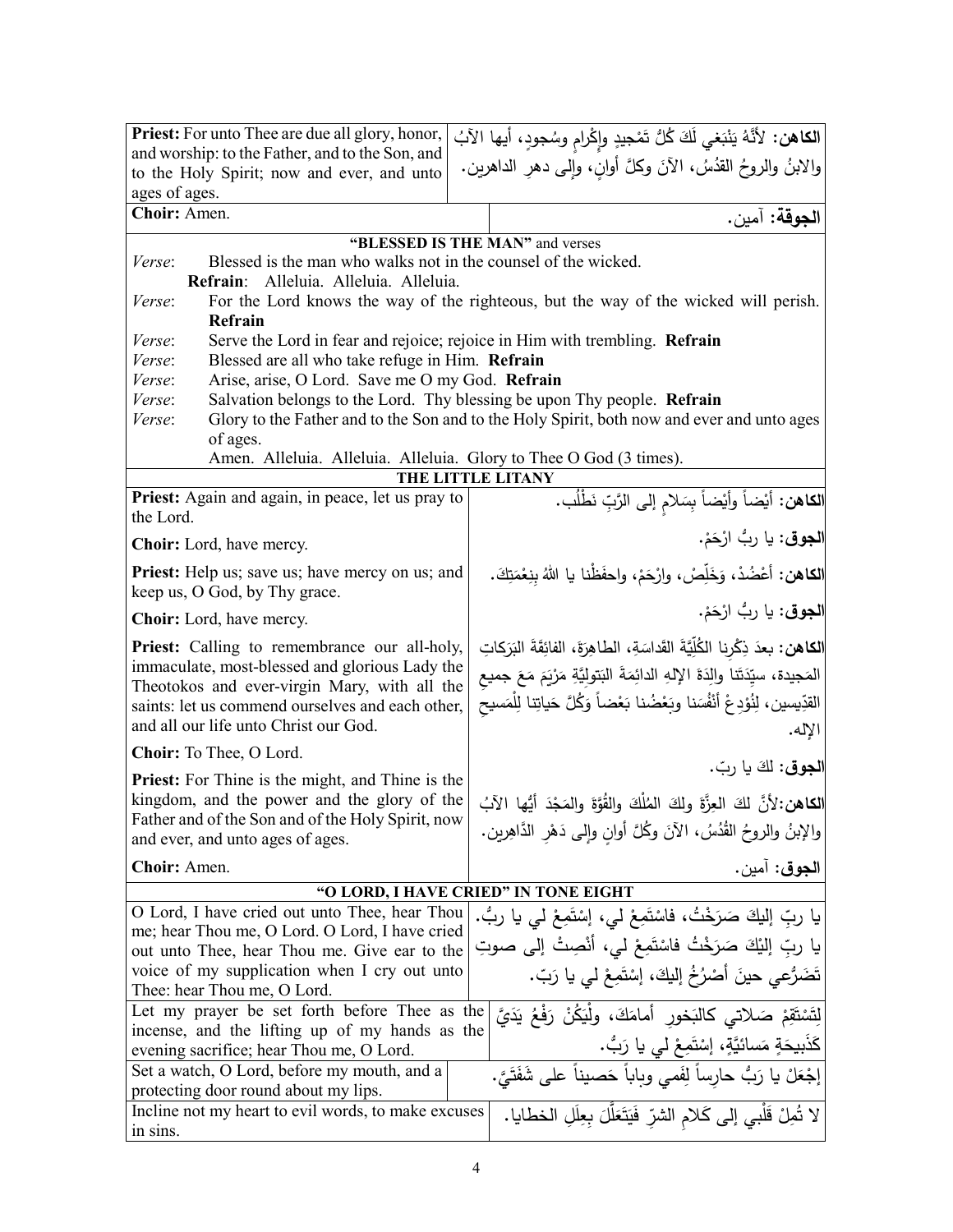| English | Arabic |
|---|---|
| **Priest:** For unto Thee are due all glory, honor, and worship: to the Father, and to the Son, and to the Holy Spirit; now and ever, and unto ages of ages. | **الكاهن:** لأَنَّهُ يَنْبَغي لَكَ كُلُّ تَمْجيدٍ وإِكْرامٍ وسُجودٍ، أيها الآبُ والابنُ والروحُ القدُسُ، الآنَ وكلَّ أوانٍ، وإلى دهرِ الداهرين. |
| **Choir:** Amen. | **الجوقة:** آمين. |

**"BLESSED IS THE MAN"** and verses

*Verse*: Blessed is the man who walks not in the counsel of the wicked.
**Refrain**: Alleluia. Alleluia. Alleluia.

*Verse*: For the Lord knows the way of the righteous, but the way of the wicked will perish. **Refrain**

*Verse*: Serve the Lord in fear and rejoice; rejoice in Him with trembling. **Refrain**

*Verse*: Blessed are all who take refuge in Him. **Refrain**

*Verse*: Arise, arise, O Lord. Save me O my God. **Refrain**

*Verse*: Salvation belongs to the Lord. Thy blessing be upon Thy people. **Refrain**

*Verse*: Glory to the Father and to the Son and to the Holy Spirit, both now and ever and unto ages of ages.
Amen. Alleluia. Alleluia. Alleluia. Glory to Thee O God (3 times).

**THE LITTLE LITANY**

| English | Arabic |
|---|---|
| **Priest:** Again and again, in peace, let us pray to the Lord. | **الكاهن:** أيْضاً وأيْضاً بِسَلامٍ إلى الرَّبِّ نَطْلُب. |
| **Choir:** Lord, have mercy. | **الجوق:** يا ربُّ ارْحَمْ. |
| **Priest:** Help us; save us; have mercy on us; and keep us, O God, by Thy grace. | **الكاهن:** أَعْضُدْ، وَخَلِّصْ، وارْحَمْ، واحفَظْنا يا اللهُ بِنِعْمَتِكَ. |
| **Choir:** Lord, have mercy. | **الجوق:** يا ربُّ ارْحَمْ. |
| **Priest:** Calling to remembrance our all-holy, immaculate, most-blessed and glorious Lady the Theotokos and ever-virgin Mary, with all the saints: let us commend ourselves and each other, and all our life unto Christ our God. | **الكاهن:** بعدَ ذِكْرِنا الكُلِّيَّةَ القَداسَةِ، الطاهِرَةَ، الفائِقَةَ البَرَكاتِ المَجيدة، سيِّدَتَنا والِدَةَ الإلهِ الدائِمَةَ البَتولِيَّةِ مَرْيَمَ مَعَ جميعِ القدِّيسين، لِنُوْدِعْ أنْفُسَنا وبَعْضُنا بَعْضاً وَكُلَّ حَياتِنا لِلْمَسيحِ الإله. |
| **Choir:** To Thee, O Lord. | **الجوق:** لكَ يا ربّ. |
| **Priest:** For Thine is the might, and Thine is the kingdom, and the power and the glory of the Father and of the Son and of the Holy Spirit, now and ever, and unto ages of ages. | **الكاهن:** لأنَّ لكَ العِزَّةَ ولكَ المُلْكَ والقُوَّةَ والمَجْدَ أيُّها الآبُ والإبنُ والروحُ القُدُسُ، الآنَ وكُلَّ أوانٍ وإلى دَهْرِ الدَّاهِرين. |
| **Choir:** Amen. | **الجوق:** آمين. |

**"O LORD, I HAVE CRIED" IN TONE EIGHT**

| English | Arabic |
|---|---|
| O Lord, I have cried out unto Thee, hear Thou me; hear Thou me, O Lord. O Lord, I have cried out unto Thee, hear Thou me. Give ear to the voice of my supplication when I cry out unto Thee: hear Thou me, O Lord. | يا ربِّ إليكَ صَرَخْتُ، فاسْتَمِعْ لي، إسْتَمِعْ لي يا ربُّ. يا ربِّ إِلَيْكَ صَرَخْتُ فاسْتَمِعْ لي، أنْصِتْ إلى صوتِ تَضَرُّعي حينَ أصْرُخُ إليكَ، إسْتَمِعْ لي يا رَبّ. |
| Let my prayer be set forth before Thee as the incense, and the lifting up of my hands as the evening sacrifice; hear Thou me, O Lord. | لِتَسْتَقِمْ صَلاتي كالبَخورِ أمامَكَ، ولْيَكُنْ رَفْعُ يَدَيَّ كَذَبيحَةٍ مَسائيَّةٍ، إسْتَمِعْ لي يا رَبُّ. |
| Set a watch, O Lord, before my mouth, and a protecting door round about my lips. | إجْعَلْ يا رَبُّ حارِساً لِفَمي وباباً حَصيناً على شَفَتَيَّ. |
| Incline not my heart to evil words, to make excuses in sins. | لا تُمِلْ قَلْبي إلى كَلامِ الشرّ فَيَتَعَلَّلَ بِعِلَلِ الخطايا. |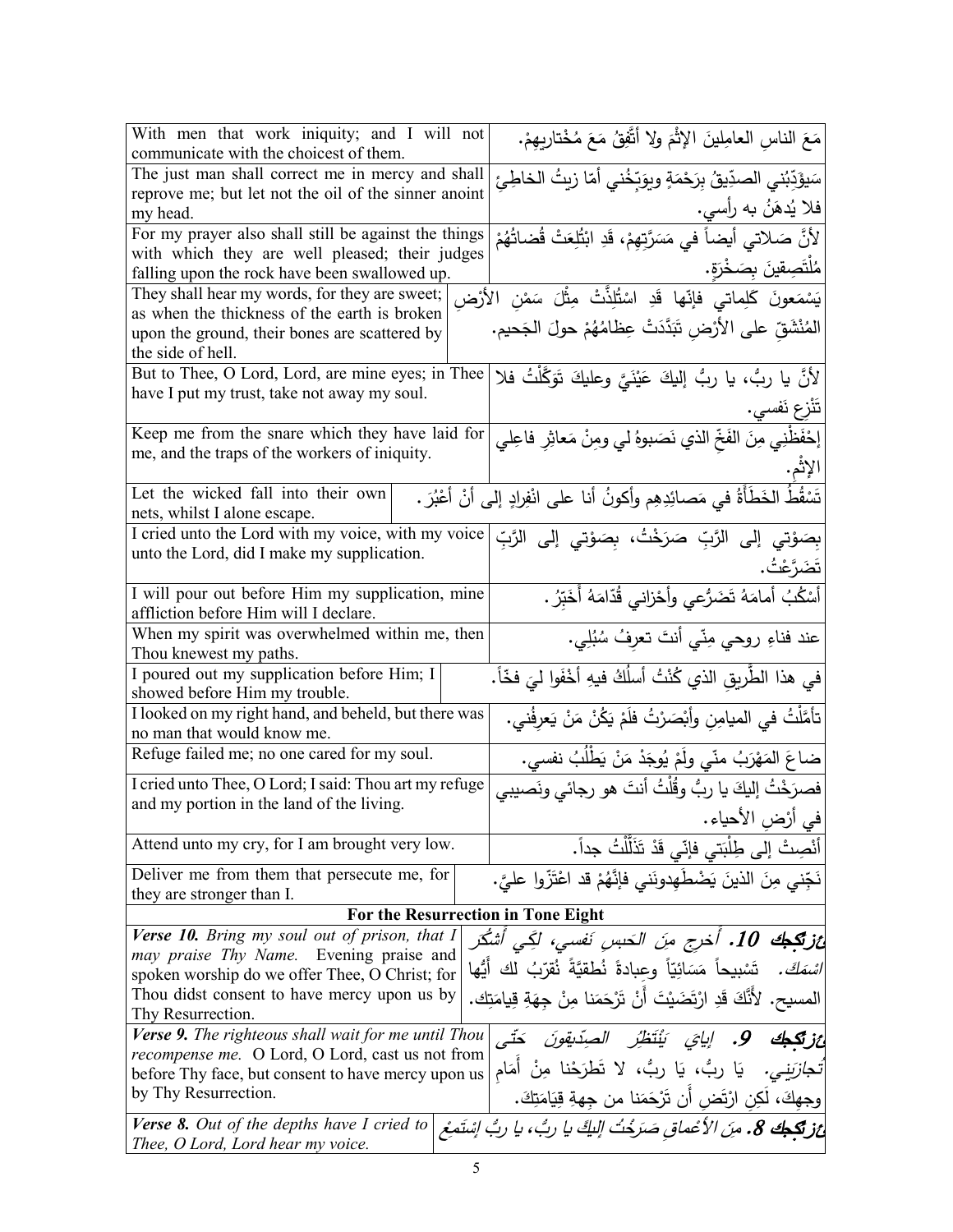| | |
|---|---|
| With men that work iniquity; and I will not communicate with the choicest of them. | مَعَ الناسِ العامِلينَ الإثْمَ ولا أتَّفِقُ مَعَ مُخْتاريهِمْ. |
| The just man shall correct me in mercy and shall reprove me; but let not the oil of the sinner anoint my head. | سَيؤدِّبُني الصدّيقُ بِرَحْمَةٍ ويوَبِّخُني أمّا زيتُ الخاطِئِ فلا يُدهَنُ به رأسي. |
| For my prayer also shall still be against the things with which they are well pleased; their judges falling upon the rock have been swallowed up. | لأنَّ صَلاتي أيضاً في مَسَرَّتِهِمْ، قَدِ ابْتُلِعَتْ قُضاتُهُمْ مُلْتَصِقينَ بِصَخْرَةٍ. |
| They shall hear my words, for they are sweet; as when the thickness of the earth is broken upon the ground, their bones are scattered by the side of hell. | يَسْمَعونَ كَلِماتي فإنّها قَدِ اسْتُلِذَّتْ مِثْلَ سَمْنِ الأرْضِ المُنْشَقّ على الأرْضِ تَبَدَّدَتْ عِظامُهُمْ حولَ الجَحيم. |
| But to Thee, O Lord, Lord, are mine eyes; in Thee have I put my trust, take not away my soul. | لأنَّ يا ربُّ، يا ربُّ إليكَ عَيْنَيَّ وعليكَ تَوَكَّلْتُ فلا تَنْزِعِ نَفسي. |
| Keep me from the snare which they have laid for me, and the traps of the workers of iniquity. | إحْفَظْني مِنَ الفَخِّ الذي نَصَبوهُ لي ومِنْ مَعاثِرِ فاعِلي الإثْمِ. |
| Let the wicked fall into their own nets, whilst I alone escape. | تَسْقُطُ الخَطَأةُ في مَصائِدِهِم وأكونُ أنا على انْفِرادٍ إلى أنْ أعْبُرَ. |
| I cried unto the Lord with my voice, with my voice unto the Lord, did I make my supplication. | بِصَوْتي إلى الرَّبِّ صَرَخْتُ، بِصَوْتي إلى الرَّبِّ تَضَرَّعْتُ. |
| I will pour out before Him my supplication, mine affliction before Him will I declare. | أسْكُبُ أمامَهُ تَضَرُّعي وأحْزاني قُدّامَهُ أُخَبِّرُ. |
| When my spirit was overwhelmed within me, then Thou knewest my paths. | عند فناءِ روحي مِنّي أنتَ تعرِفُ سُبُلي. |
| I poured out my supplication before Him; I showed before Him my trouble. | في هذا الطَّريقِ الذي كُنْتُ أسلُكُ فيهِ أخْفَوا ليَ فخّاً. |
| I looked on my right hand, and beheld, but there was no man that would know me. | تأمَّلْتُ في الميامِنِ وأبْصَرْتُ فلَمْ يَكُنْ مَنْ يَعرِفُني. |
| Refuge failed me; no one cared for my soul. | ضاعَ المَهْرَبُ منّي ولَمْ يُوجَدْ مَنْ يَطْلُبُ نفسي. |
| I cried unto Thee, O Lord; I said: Thou art my refuge and my portion in the land of the living. | فصرَخْتُ إليكَ يا ربُّ وقُلْتُ أنتَ هو رجائي ونَصيبي في أرْضِ الأحياء. |
| Attend unto my cry, for I am brought very low. | أنْصِتْ إلى طِلْبَتي فإنّي قَدْ تَذَلَّلْتُ جداً. |
| Deliver me from them that persecute me, for they are stronger than I. | نَجِّني مِنَ الذينَ يَضْطَهِدونَني فإنَّهُمْ قد اعْتَزّوا عليَّ. |
| **For the Resurrection in Tone Eight** | |
| ***Verse 10.*** *Bring my soul out of prison, that I may praise Thy Name.* Evening praise and spoken worship do we offer Thee, O Christ; for Thou didst consent to have mercy upon us by Thy Resurrection. | ***عز تكجك 10.*** *أخرِج مِنَ الحَبسِ نَفسي، لِكَي أشكُرَ اسْمَكَ.* تَسْبيحاً مَسَائِيّاً وعِبادةً نُطقيَّةً نُقرّبُ لك أيُّها المسيح. لأنَّكَ قَدِ ارْتَضَيْتَ أنْ تَرْحَمَنا مِنْ جِهَةِ قِيامَتِك. |
| ***Verse 9.*** *The righteous shall wait for me until Thou recompense me.* O Lord, O Lord, cast us not from before Thy face, but consent to have mercy upon us by Thy Resurrection. | ***عز تكجك 9.*** *إيايَ يَنْتَظِرُ الصدّيقونَ حَتّى تُجازيَني.* يَا ربُّ، يَا ربُّ، لا تَطرَحْنا مِنْ أَمَامِ وجهِكَ، لَكِنِ ارْتَضِ أَن تَرْحَمَنا من جِهةِ قِيَامَتِكَ. |
| ***Verse 8.*** *Out of the depths have I cried to Thee, O Lord, Lord hear my voice.* | ***عز تكجك 8.*** *مِنَ الأعْماقِ صَرَخْتُ إليكَ يا ربُّ، يا ربُّ إسْتَمِعْ* |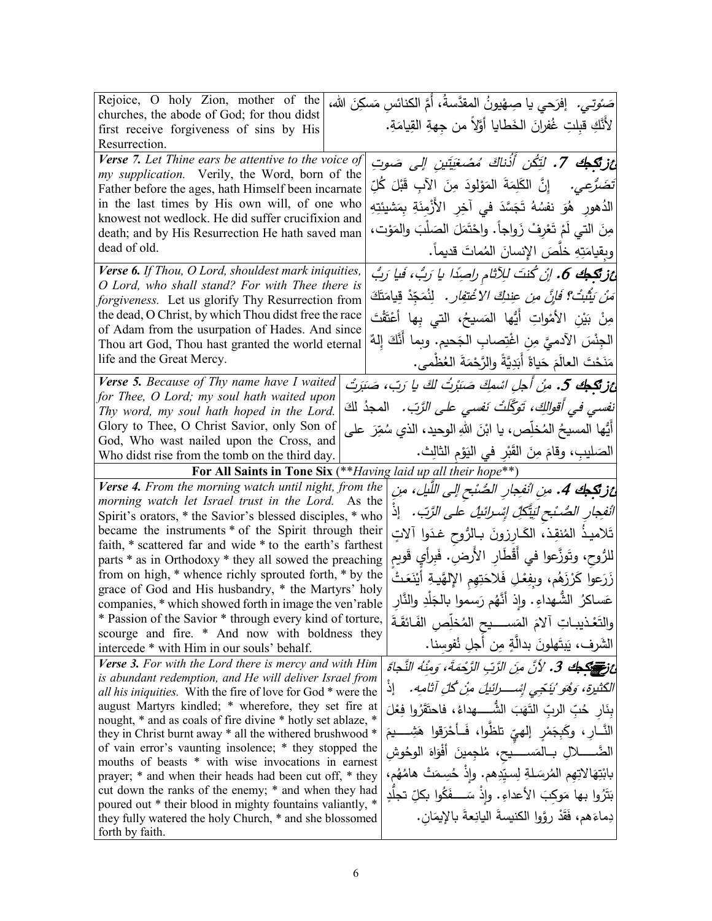| | |
|---|---|
| Rejoice, O holy Zion, mother of the churches, the abode of God; for thou didst first receive forgiveness of sins by His Resurrection. | صَوْتِي. إفرَحي يا صِهْيونُ المقدَّسةُ، أُمَّ الكنائسِ مَسكِنَ الله، لأَنَّكِ قبلتِ غُفرانَ الخَطايا أوّلاً من جِهةِ القِيامَةِ. |
| ***Verse 7.*** *Let Thine ears be attentive to the voice of my supplication.* Verily, the Word, born of the Father before the ages, hath Himself been incarnate in the last times by His own will, of one who knowest not wedlock. He did suffer crucifixion and death; and by His Resurrection He hath saved man dead of old. | ***عْزِتَكِجُ 7.*** *لِتَكُن أُذُناكَ مُصْغِيَتَينِ إلى صَوتِ تَضَرُّعي.* إنَّ الكَلِمَةَ المَوْلودَ مِنَ الآبِ قَبْلَ كُلِّ الدُهورِ هُوَ نفسُهُ تَجَسَّدَ في آخِرِ الأَزْمِنَةِ بِمَشيئَتِهِ مِنَ التي لَمْ تَعْرِفْ زَواجاً. واحْتَمَلَ الصَلْبَ والمَوْت، وبِقيامَتِهِ خلَّصَ الإنسانَ المُماتَ قديماً. |
| ***Verse 6.*** *If Thou, O Lord, shouldest mark iniquities, O Lord, who shall stand? For with Thee there is forgiveness.* Let us glorify Thy Resurrection from the dead, O Christ, by which Thou didst free the race of Adam from the usurpation of Hades. And since Thou art God, Thou hast granted the world eternal life and the Great Mercy. | ***عْزِتَكِجُ 6.*** *إنْ كُنتَ للآثامِ راصِدًا يا رَبُّ، فَيا رَبُّ مَنْ يَثْبُتُ؟ فَإنَّ مِن عِندِكَ الاغْتِفار.* لِنُمَجِّدْ قِيامَتَكَ مِنْ بَيْنِ الأمْواتِ أيُّها المَسيحُ، التي بِها أعْتَقْتَ الجِنْسَ الآدميَّ مِن اغْتِصابِ الجَحيم. وبما أنَّكَ إلهٌ مَنَحْتَ العالَمَ حَياةً أَبَدِيَّةً والرَّحْمَةَ العُظْمى. |
| ***Verse 5.*** *Because of Thy name have I waited for Thee, O Lord; my soul hath waited upon Thy word, my soul hath hoped in the Lord.* Glory to Thee, O Christ Savior, only Son of God, Who wast nailed upon the Cross, and Who didst rise from the tomb on the third day. | ***عْزِتَكِجُ 5.*** *مِنْ أَجلِ اسْمِكَ صَبَرْتُ لكَ يا رَبّ، صَبَرَتْ نفسي في أقوالِكَ، تَوَكَّلَتْ نَفسي على الرَّبّ.* المجدُ لكَ أيُّها المسيحُ المُخلِّص، يا ابْنَ اللهِ الوحيد، الذي سُمِّرَ على الصَليبِ، وقامَ مِنَ القَبْرِ في اليَوْمِ الثالِث. |
| **For All Saints in Tone Six** (***Having laid up all their hope***) | |
| ***Verse 4.*** *From the morning watch until night, from the morning watch let Israel trust in the Lord.* As the Spirit's orators, * the Savior's blessed disciples, * who became the instruments * of the Spirit through their faith, * scattered far and wide * to the earth's farthest parts * as in Orthodoxy * they all sowed the preaching from on high, * whence richly sprouted forth, * by the grace of God and His husbandry, * the Martyrs' holy companies, * which showed forth in image the ven'rable * Passion of the Savior * through every kind of torture, scourge and fire. * And now with boldness they intercede * with Him in our souls' behalf. | ***عْزِتَكِجُ 4.*** *مِن انْفِجارِ الصُّبْحِ إلى اللَّيل، مِن انْفِجارِ الصُّبْحِ لِيَتَّكِلْ إسْرائيلُ على الرَّبّ.* إذْ تَلاميذُ المُنقِذِ، الكـارِزونَ بـالرُّوحِ غـدَوا آلاتٍ للرُّوحِ، وتَوزَّعوا في أَقْطَارِ الأَرضِ. فَبِرأيٍ قَويمٍ زَرَعوا كَرْزَهُم، وبِفِعْلِ فَلاحَتِهِمِ الإلهِيَّـةِ أَيْنَعَـتْ عَساكِرُ الشُّهداءِ. وإذْ أنَّهُم رَسَموا بالجَلْدِ والنَّارِ والتَعْـذيبـاتِ آلامَ المَسـيحِ المُخلّصِ الفَـائقَـةَ الشَرفِ، يَبتَهِلونَ بدالَّةٍ مِن أجلِ نُفوسِنا. |
| ***Verse 3.*** *For with the Lord there is mercy and with Him is abundant redemption, and He will deliver Israel from all his iniquities.* With the fire of love for God * were the august Martyrs kindled; * wherefore, they set fire at nought, * and as coals of fire divine * hotly set ablaze, * they in Christ burnt away * all the withered brushwood * of vain error's vaunting insolence; * they stopped the mouths of beasts * with wise invocations in earnest prayer; * and when their heads had been cut off, * they cut down the ranks of the enemy; * and when they had poured out * their blood in mighty fountains valiantly, * they fully watered the holy Church, * and she blossomed forth by faith. | ***عْزِتَكِجُ 3.*** *لأنَّ مِنَ الرَّبِّ الرَّحْمَةَ، وَمِنْهُ النَّجاةَ الكَثيرة، وَهُوَ يُنَجّي إسْرائيلَ مِنْ كُلِّ آثامِه.* إذْ بِنَارِ حُبِّ الربِّ التَهَبَ الشُّهداءُ، فاحتَقَرُوا فِعْلَ النَّارِ، وكَجَمْرٍ إلهِيٍّ تلظَّوا، فَأحْرَقوا هَشيمَ الضَّلالِ بـالمَسيحِ، مُلجمينَ أفْواهَ الوحوشِ بابْتِهالاتِهِم المُرسَلةِ لِسيِّدِهم. وإذْ حُسِمَتْ هامُهُم، بَتَرُوا بها مَوكِبَ الأعداءِ. وإذْ سَفَكُوا بكلِّ تجلُّدٍ دِماءَهم، فَقَدْ روَّوا الكنيسةَ اليانِعةَ بالإيمَانِ. |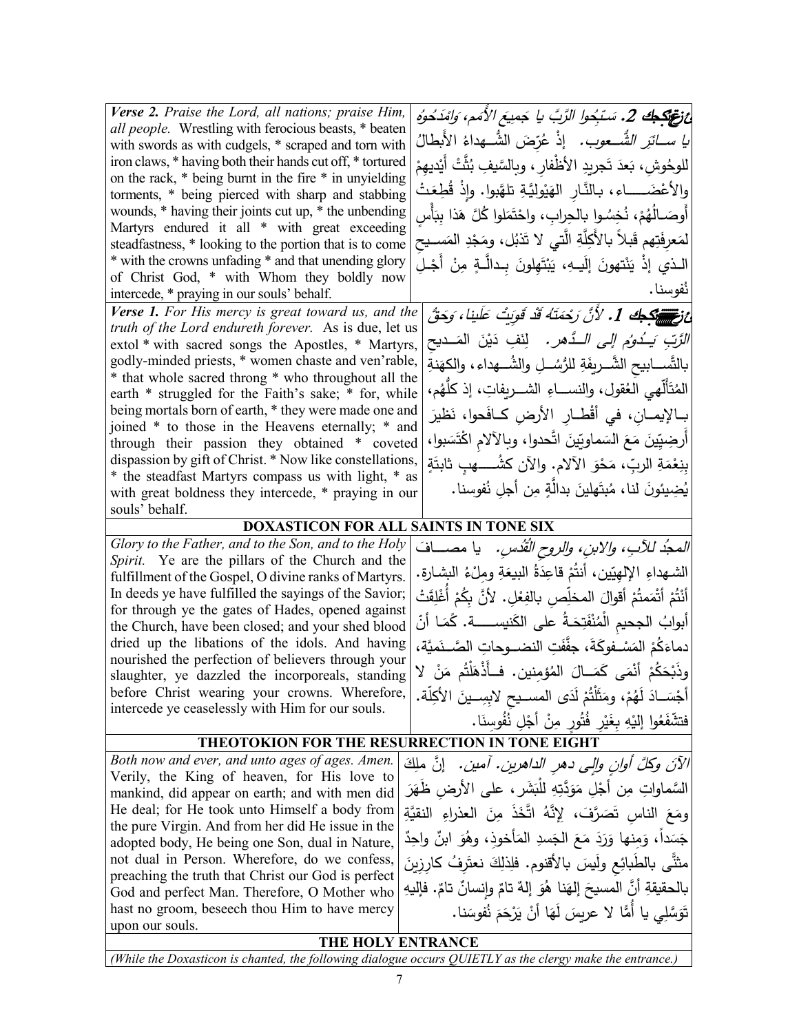| | |
|---|---|
| *Verse 2. Praise the Lord, all nations; praise Him, all people.* Wrestling with ferocious beasts, * beaten with swords as with cudgels, * scraped and torn with iron claws, * having both their hands cut off, * tortured on the rack, * being burnt in the fire * in unyielding torments, * being pierced with sharp and stabbing wounds, * having their joints cut up, * the unbending Martyrs endured it all * with great exceeding steadfastness, * looking to the portion that is to come * with the crowns unfading * and that unending glory of Christ God, * with Whom they boldly now intercede, * praying in our souls' behalf. | عزفكجك 2. *سَبِّحُوا الرَّبَّ يا جَميعَ الأُمَم، وَامْدَحُوهُ يا سائِرَ الشُّعوب.* إذْ عُرِّضَ الشُّهداءُ الأبطالُ للوحُوشِ، بَعدَ تَجريدِ الأظْفارِ، وبالسَّيفِ بُتَّتْ أَيْديهِمْ والأعْضَاء، بالنَّارِ الهَيُوليَّةِ تلهَّبوا. وإذْ قُطِعَتْ أَوصَالُهُمْ، نُخِسُوا بالحِرابِ، واحْتَمَلوا كُلَّ هَذا بِبَأْسٍ لمَعرِفَتِهم قَبلاً بالأَكِلَّةِ الَّتي لا تَذبُل، ومَجْدِ المَسيحِ الذي إذْ يَنْتهونَ إلَيهِ، يَبْتَهِلونَ بِدالَّةٍ مِنْ أَجْلِ نُفوسنا. |
| *Verse 1. For His mercy is great toward us, and the truth of the Lord endureth forever.* As is due, let us extol * with sacred songs the Apostles, * Martyrs, godly-minded priests, * women chaste and ven'rable, * that whole sacred throng * who throughout all the earth * struggled for the Faith's sake; * for, while being mortals born of earth, * they were made one and joined * to those in the Heavens eternally; * and through their passion they obtained * coveted dispassion by gift of Christ. * Now like constellations, * the steadfast Martyrs compass us with light, * as with great boldness they intercede, * praying in our souls' behalf. | عزفكجك 1. *لأَنَّ رَحْمَتَهُ قَدْ قَوِيَتْ عَلَينا، وَحَقُّ الرَّبِّ يَدُومُ إِلى الدَّهر.* لِنَفِ دَيْنَ المَديحِ بالتَّسابيحِ الشَّريفَةِ للرُّسُلِ والشُّهداء، والكَهَنَةِ المُتَأَلِّهي العُقول، والنساءِ الشريفاتِ، إذ كلُّهُم، بالإيمانِ، في أقْطارِ الأرضِ كافَحوا، نَظيرَ أرضِيّينَ مَعَ السَماويّينَ اتَّحدوا، وبالآلامِ اكْتَسَبوا، بِنِعْمَةِ الربِّ، مَحْوَ الآلامِ. والآن كشُهبٍ ثابتَةٍ يُضِيئونَ لنا، مُبتَهلينَ بدالَّةٍ مِن أجلِ نُفوسنا. |

**DOXASTICON FOR ALL SAINTS IN TONE SIX**

| | |
|---|---|
| *Glory to the Father, and to the Son, and to the Holy Spirit.* Ye are the pillars of the Church and the fulfillment of the Gospel, O divine ranks of Martyrs. In deeds ye have fulfilled the sayings of the Savior; for through ye the gates of Hades, opened against the Church, have been closed; and your shed blood dried up the libations of the idols. And having nourished the perfection of believers through your slaughter, ye dazzled the incorporeals, standing before Christ wearing your crowns. Wherefore, intercede ye ceaselessly with Him for our souls. | *المَجْدُ للآبِ، والابنِ، والروحِ القُدُس.* يا مصافَ الشهداءِ الإلهيّين، أنتُمْ قاعِدَةُ البيعَةِ ومِلْءُ البشارة. أنتُمْ أتْمَمتُمْ أقوالَ المخلِّصِ بالفِعْلِ. لأنَّ بِكُمْ أُغْلِقَتْ أبوابُ الجحيمِ الْمُنْفَتِحَةُ على الكَنيسة. كَمَا أنّ دماءَكُمْ المَسْفوكَةَ، جفَّفَتِ النضوحاتِ الصَّنَميَّة، وذَبْحَكُمْ أنْمَى كَمَالَ المُؤمِنين. فأَذْهَلْتُمْ مَنْ لا أجْسَادَ لَهُمْ، ومَثَلْتُمْ لَدَى المسيحِ لابِسينَ الأكِلّة. فتشَفَّعُوا إليْهِ بِغَيْرِ فُتُورٍ مِنْ أجْلِ نُفُوسِنَا. |

**THEOTOKION FOR THE RESURRECTION IN TONE EIGHT**

| | |
|---|---|
| *Both now and ever, and unto ages of ages. Amen.* Verily, the King of heaven, for His love to mankind, did appear on earth; and with men did He deal; for He took unto Himself a body from the pure Virgin. And from her did He issue in the adopted body, He being one Son, dual in Nature, not dual in Person. Wherefore, do we confess, preaching the truth that Christ our God is perfect God and perfect Man. Therefore, O Mother who hast no groom, beseech thou Him to have mercy upon our souls. | *الآنَ وكلَّ أوانٍ وإلى دهرِ الداهرين. آمين.* إنَّ ملِكَ السَّماواتِ مِن أجْلِ مَوَدَّتِهِ لِلْبَشَر، على الأرضِ ظَهَرَ ومَعَ الناسِ تَصَرَّفَ، لِإنَّهُ اتَّخَذَ مِنَ العذراءِ النقيَّةِ جَسَداً، وَمِنها وَرَدَ مَعَ الجَسدِ المَأخوذِ، وهُوَ ابنٌ واحِدٌ مثنًّى بالطَبائِعِ ولَيسَ بالأقنوم. فلِذلِكَ نعتَرِفُ كارزِينَ بالحقيقةِ أنَّ المسيحَ إلهَنا هُوَ إلهٌ تامٌ وإنسانٌ تامٌ. فإليهِ تَوَسَّلي يا أُمَّاً لا عريسَ لَهَا أنْ يَرْحَمَ نُفوسَنا. |

**THE HOLY ENTRANCE**

*(While the Doxasticon is chanted, the following dialogue occurs QUIETLY as the clergy make the entrance.)*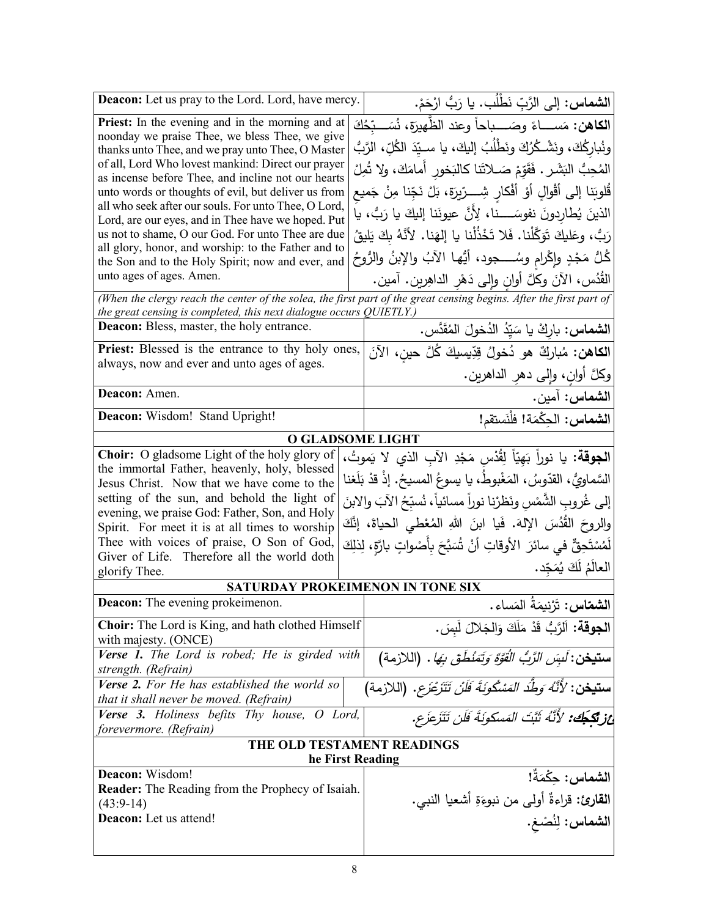| | |
|---|---|
| **Deacon:** Let us pray to the Lord. Lord, have mercy. | **الشماس:** إلى الرَّبِّ نَطْلُب. يا رَبُّ ارْحَمْ. |
| **Priest:** In the evening and in the morning and at noonday we praise Thee, we bless Thee, we give thanks unto Thee, and we pray unto Thee, O Master of all, Lord Who lovest mankind: Direct our prayer as incense before Thee, and incline not our hearts unto words or thoughts of evil, but deliver us from all who seek after our souls. For unto Thee, O Lord, Lord, are our eyes, and in Thee have we hoped. Put us not to shame, O our God. For unto Thee are due all glory, honor, and worship: to the Father and to the Son and to the Holy Spirit; now and ever, and unto ages of ages. Amen. | **الكاهن:** مَسَــــاءً وصَــــباحاً وعند الظَّهيرَة، نُسَــبِّحُكَ ونُبارِكُكَ، ونَشْــكُرُكَ ونَطْلُبُ إليكَ، يا سـيِّدَ الكُلِّ، الرَّبُّ المُحِبُّ البَشَر. فَقَوِّمْ صَـلاتَنا كالبَخورِ أَمامَكَ، ولا تُمِلْ قُلوبَنا إلى أَقْوالٍ أوْ أفْكارٍ شِـــرّيرَة، بَلْ نَجِّنا مِنْ جَميعِ الذينَ يُطارِدونَ نفوسَــــنا، لِأَنَّ عيونَنا إليكَ يا رَبُّ، يا رَبُّ، وعَليكَ تَوَكَّلْنا. فَلا تَخْذُلْنا يا إلهَنا. لأنَّهُ بِكَ يَليقُ كُلُّ مَجْدٍ وإكْرامٍ وسُــــجود، أيُّها الآبُ والإبنُ والرُّوحُ القُدُس، الآنَ وكلَّ أوانٍ وإلى دَهْرِ الداهِرين. آمين. |

*(When the clergy reach the center of the solea, the first part of the great censing begins. After the first part of the great censing is completed, this next dialogue occurs QUIETLY.)*

| | |
|---|---|
| **Deacon:** Bless, master, the holy entrance. | **الشماس:** بارِكْ يا سَيِّدُ الدُخولَ المُقَدَّس. |
| **Priest:** Blessed is the entrance to thy holy ones, always, now and ever and unto ages of ages. | **الكاهن:** مُبارَكٌ هو دُخولُ قِدِّيسيكَ كُلَّ حينٍ، الآنَ وكلَّ أوانٍ، وإلى دهرِ الداهرين. |
| **Deacon:** Amen. | **الشماس:** آمين. |
| **Deacon:** Wisdom! Stand Upright! | **الشماس:** الحِكْمَة! فلْنَستقم! |

## O GLADSOME LIGHT

| | |
|---|---|
| **Choir:** O gladsome Light of the holy glory of the immortal Father, heavenly, holy, blessed Jesus Christ. Now that we have come to the setting of the sun, and behold the light of evening, we praise God: Father, Son, and Holy Spirit. For meet it is at all times to worship Thee with voices of praise, O Son of God, Giver of Life. Therefore all the world doth glorify Thee. | **الجوقة:** يا نوراً بَهِيّاً لِقُدْسِ مَجْدِ الآبِ الذي لا يَموتُ، السَّماويُّ، القدّوسُ، المَغْبوطُ، يا يسوعُ المسيحُ. إذْ قدْ بَلَغنا إلى غُروبِ الشَّمْسِ ونَظَرْنا نوراً مسائياً، نُسبِّحُ الآبَ والابنَ والروحَ القُدُسَ الإلهَ. فَيا ابنَ اللهِ المُعْطي الحياةَ، إنَّكَ لَمُستَحِقٌّ في سائرَ الأوقاتِ أنْ تُسَبَّحَ بِأَصْواتٍ بارَّةٍ، لِذلِكَ العالَمُ لَكَ يُمَجِّد. |

## SATURDAY PROKEIMENON IN TONE SIX

| | |
|---|---|
| **Deacon:** The evening prokeimenon. | **الشمّاس:** تَرْنيمَةُ المَساء. |
| **Choir:** The Lord is King, and hath clothed Himself with majesty. (ONCE) | **الجوقة:** اَلرَّبُّ قَدْ مَلَكَ وَالجَلالَ لَبِسَ. |
| ***Verse 1.*** *The Lord is robed; He is girded with strength. (Refrain)* | **ستيخن:** *لَبِسَ الرَّبُّ القُوَّةَ وَتَمَنْطَقَ بِهَا.* (اللازمة) |
| ***Verse 2.*** *For He has established the world so that it shall never be moved. (Refrain)* | **ستيخن:** *لأَنَّهُ وَطَّدَ المَسْكونَةَ فَلَنْ تَتَزَعْزَع.* (اللازمة) |
| ***Verse 3.*** *Holiness befits Thy house, O Lord, forevermore. (Refrain)* | **عُز لَكَك:** *لأَنَّهُ ثَبَّتَ المَسكونَةَ فَلَن تَتَزعزَع.* |

## THE OLD TESTAMENT READINGS
### he First Reading

| | |
|---|---|
| **Deacon:** Wisdom!<br>**Reader:** The Reading from the Prophecy of Isaiah. (43:9-14)<br>**Deacon:** Let us attend! | **الشماس:** حِكْمَةٌ!<br>**القارئ:** قراءةٌ أولى من نبوءَةِ أشعيا النبي.<br>**الشماس:** لِنُصْغِ. |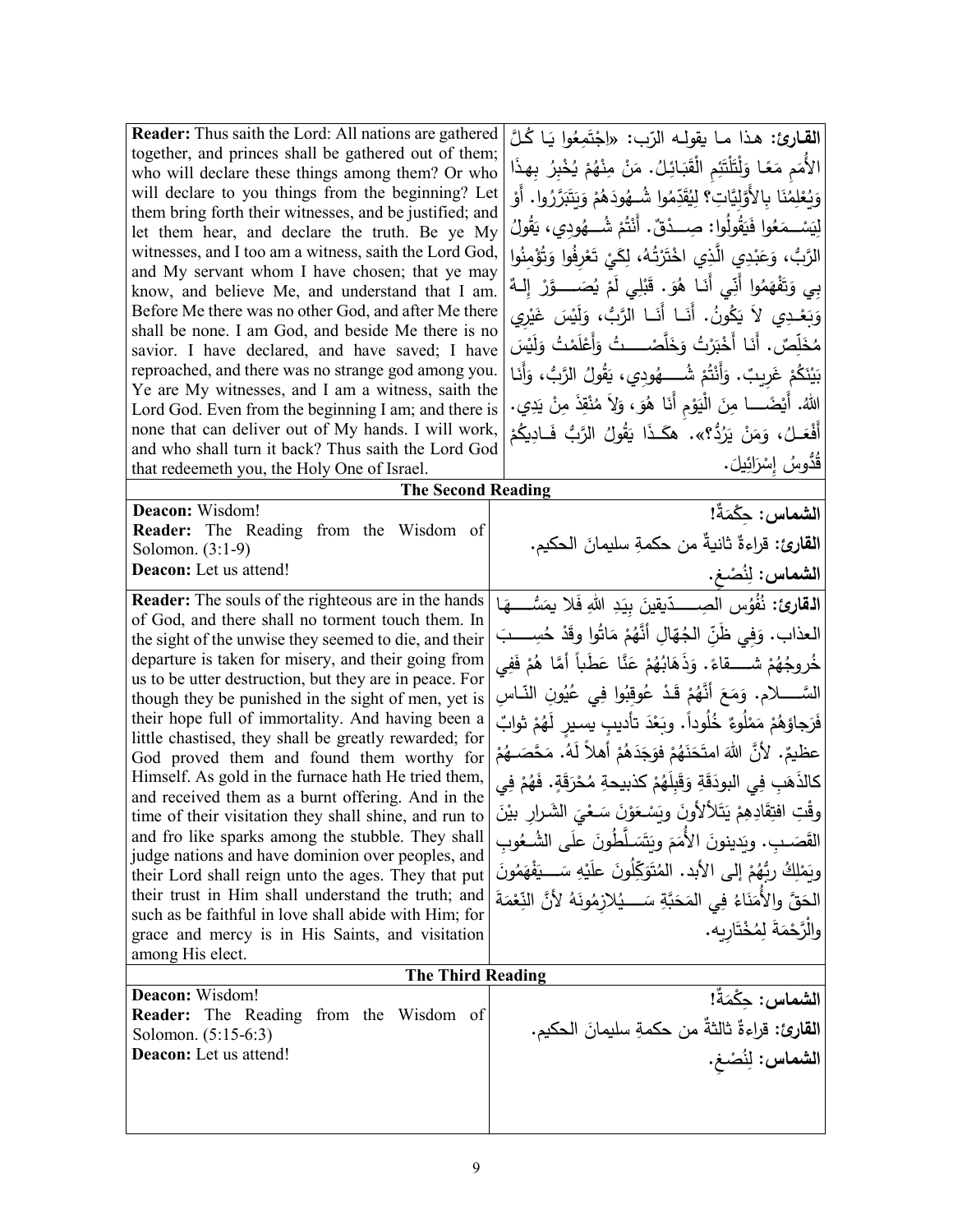| | |
|---|---|
| **Reader:** Thus saith the Lord: All nations are gathered together, and princes shall be gathered out of them; who will declare these things among them? Or who will declare to you things from the beginning? Let them bring forth their witnesses, and be justified; and let them hear, and declare the truth. Be ye My witnesses, and I too am a witness, saith the Lord God, and My servant whom I have chosen; that ye may know, and believe Me, and understand that I am. Before Me there was no other God, and after Me there shall be none. I am God, and beside Me there is no savior. I have declared, and have saved; I have reproached, and there was no strange god among you. Ye are My witnesses, and I am a witness, saith the Lord God. Even from the beginning I am; and there is none that can deliver out of My hands. I will work, and who shall turn it back? Thus saith the Lord God that redeemeth you, the Holy One of Israel. | **القارئ:** هذا ما يقوله الرّب: «اِجْتَمِعُوا يَا كُلَّ الأُمَمِ مَعًا وَلْتَلْتَئِمِ الْقَبَائِلُ. مَنْ مِنْهُمْ يُخْبِرُ بِهذَا وَيُعْلِمُنَا بِالأَوَّلِيَّاتِ؟ لِيُقَدِّمُوا شُهُودَهُمْ وَيَتَبَرَّرُوا. أَوْ لِيَسْمَعُوا فَيَقُولُوا: صِدْقٌ. أَنْتُمْ شُهُودِي، يَقُولُ الرَّبُّ، وَعَبْدِي الَّذِي اخْتَرْتُهُ، لِكَيْ تَعْرِفُوا وَتُؤْمِنُوا بِي وَتَفْهَمُوا أَنِّي أَنَا هُوَ. قَبْلِي لَمْ يُصَوَّرْ إِلهٌ وَبَعْدِي لاَ يَكُونُ. أَنَا أَنَا الرَّبُّ، وَلَيْسَ غَيْرِي مُخَلِّصٌ. أَنَا أَخْبَرْتُ وَخَلَّصْتُ وَأَعْلَمْتُ وَلَيْسَ بَيْنَكُمْ غَرِيبٌ. وَأَنْتُمْ شُهُودِي، يَقُولُ الرَّبُّ، وَأَنَا اللهُ. أَيْضًا مِنَ الْيَوْمِ أَنَا هُوَ، وَلاَ مُنْقِذَ مِنْ يَدِي. أَفْعَلُ، وَمَنْ يَرُدُّ؟». هكَذَا يَقُولُ الرَّبُّ فَادِيكُمْ قُدُّوسُ إِسْرَائِيلَ. |

## The Second Reading

| | |
|---|---|
| **Deacon:** Wisdom!<br>**Reader:** The Reading from the Wisdom of Solomon. (3:1-9)<br>**Deacon:** Let us attend! | **الشماس:** حِكْمَةٌ!<br>**القارئ:** قراءةٌ ثانيةٌ من حكمةِ سليمانَ الحكيم.<br>**الشماس:** لِنُصْغِ. |
| **Reader:** The souls of the righteous are in the hands of God, and there shall no torment touch them. In the sight of the unwise they seemed to die, and their departure is taken for misery, and their going from us to be utter destruction, but they are in peace. For though they be punished in the sight of men, yet is their hope full of immortality. And having been a little chastised, they shall be greatly rewarded; for God proved them and found them worthy for Himself. As gold in the furnace hath He tried them, and received them as a burnt offering. And in the time of their visitation they shall shine, and run to and fro like sparks among the stubble. They shall judge nations and have dominion over peoples, and their Lord shall reign unto the ages. They that put their trust in Him shall understand the truth; and such as be faithful in love shall abide with Him; for grace and mercy is in His Saints, and visitation among His elect. | **القارئ:** نُفُوس الصِدّيقينَ بِيَدِ اللهِ فَلا يمَسُّهَا العذاب. وَفِي ظَنِّ الجُهّالِ أنَّهُمْ مَاتُوا وقَدْ حُسِبَ خُروجُهُمْ شَقاءً. وَذَهَابُهُمْ عَنَّا عَطَباً أمَّا هُمْ فَفِي السَّلام. وَمَعَ أنَّهُمْ قَدْ عُوقِبُوا فِي عُيُونِ النّاسِ فَرَجاؤهُمْ مَمْلُوءٌ خُلُوداً. وبَعْدَ تأديبٍ يسيرٍ لَهُمْ ثوابٌ عظيمٌ. لأنَّ اللهَ امتَحَنَهُمْ فوَجَدَهُمْ أهلاً لَهُ. مَحَّصَهُمْ كالذَهَبِ فِي البودَقَةِ وَقَبِلَهُمْ كذبيحةٍ مُحْرَقَةٍ. فَهُمْ فِي وقْتِ افتِقَادِهِمْ يَتَلألأونَ ويَسْعَوْنَ سَعْيَ الشَرارِ بيْنَ القَصَبِ. ويَدِينونَ الأُمَمَ ويَتَسَلَّطُونَ علَى الشُعوبِ ويَمْلِكُ ربُّهُمْ إلى الأبد. المُتَوَكِّلُونَ علَيْهِ سَيَفْهَمُونَ الحَقَّ والأُمَنَاءُ فِي المَحَبَّةِ سَيُلازِمُونَهُ لأنَّ النِّعْمَةَ والرَّحْمَةَ لِمُخْتَارِيه. |

## The Third Reading

| | |
|---|---|
| **Deacon:** Wisdom!<br>**Reader:** The Reading from the Wisdom of Solomon. (5:15-6:3)<br>**Deacon:** Let us attend! | **الشماس:** حِكْمَةٌ!<br>**القارئ:** قراءةٌ ثالثةٌ من حكمةِ سليمانَ الحكيم.<br>**الشماس:** لِنُصْغِ. |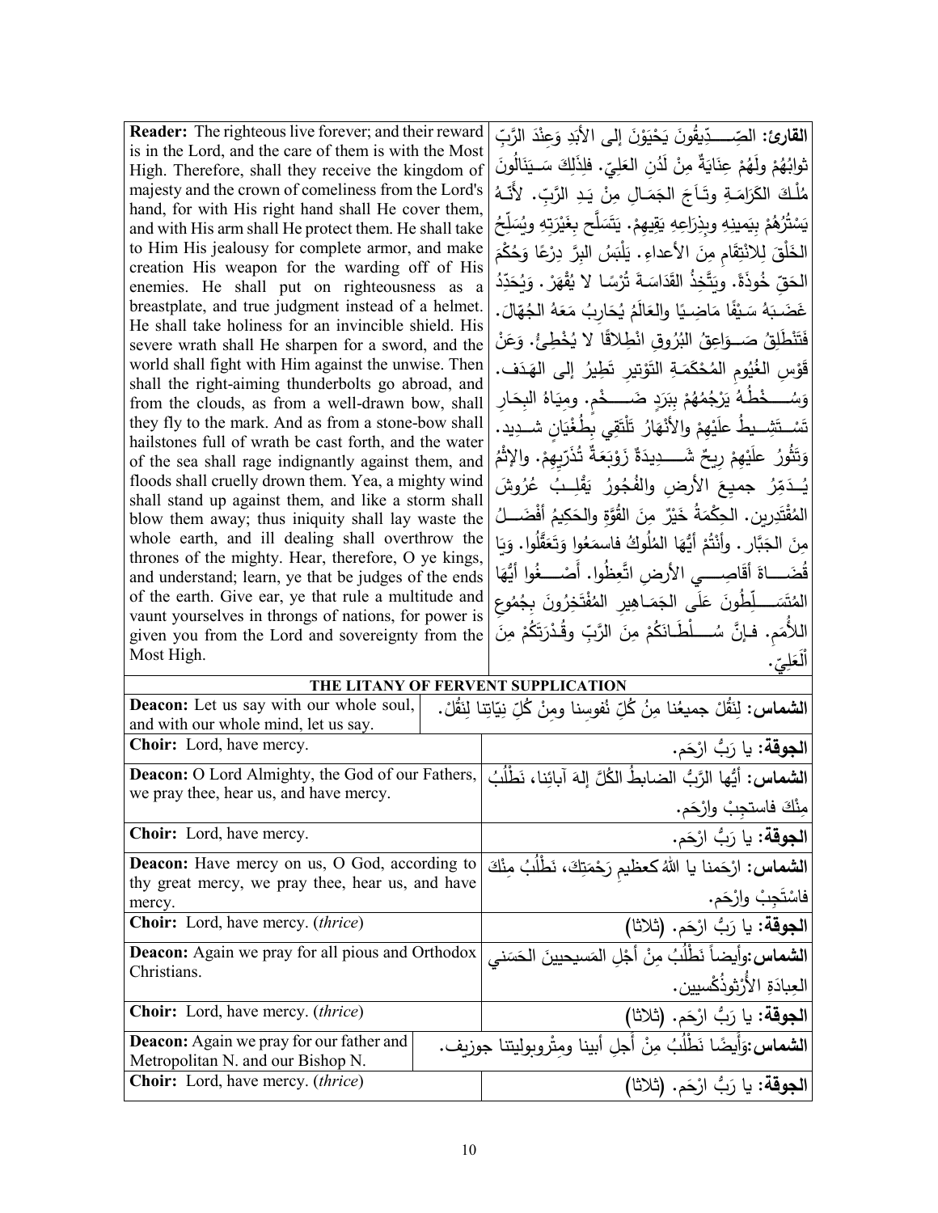| | |
|---|---|
| **Reader:** The righteous live forever; and their reward is in the Lord, and the care of them is with the Most High. Therefore, shall they receive the kingdom of majesty and the crown of comeliness from the Lord's hand, for with His right hand shall He cover them, and with His arm shall He protect them. He shall take to Him His jealousy for complete armor, and make creation His weapon for the warding off of His enemies. He shall put on righteousness as a breastplate, and true judgment instead of a helmet. He shall take holiness for an invincible shield. His severe wrath shall He sharpen for a sword, and the world shall fight with Him against the unwise. Then shall the right-aiming thunderbolts go abroad, and from the clouds, as from a well-drawn bow, shall they fly to the mark. And as from a stone-bow shall hailstones full of wrath be cast forth, and the water of the sea shall rage indignantly against them, and floods shall cruelly drown them. Yea, a mighty wind shall stand up against them, and like a storm shall blow them away; thus iniquity shall lay waste the whole earth, and ill dealing shall overthrow the thrones of the mighty. Hear, therefore, O ye kings, and understand; learn, ye that be judges of the ends of the earth. Give ear, ye that rule a multitude and vaunt yourselves in throngs of nations, for power is given you from the Lord and sovereignty from the Most High. | **القارئ:** الصِّـــدِّيقُونَ يَحْيَوْنَ إلى الأَبَدِ وَعِنْدَ الرَّبِّ ثوابُهُمْ ولَهُمْ عِنَايَةٌ مِنْ لَدُنِ العَلِيّ. فلِذَلِكَ سَـيَنَالُونَ مُلْكَ الكَرَامَـةِ وتَـاجَ الجَمَـالِ مِنْ يَدِ الرَّبِّ. لأنَّـهُ يَسْتُرُهُمْ بِيَمِينِهِ وبِذِرَاعِهِ يَقِيهِمْ. يَتَسَلَّح بِغَيْرَتِهِ ويُسَلِّحُ الخَلْقَ لِلانْتِقَامِ مِنَ الأعداءِ. يَلْبَسُ البِرَّ دِرْعًا وَحُكْمَ الحَقِّ خُوذَةً. ويَتَّخِذُ القَدَاسَـةَ تُرْسًا لا يُقْهَرْ. وَيُحَدِّدُ غَضَـبَهُ سَـيْفًا مَاضِـيًا والعَالَمُ يُحَارِبُ مَعَهُ الجُهّالَ. فَتَنْطَلِقُ صَـوَاعِقُ البُرُوقِ انْطِلاقًا لا يُخْطِئُ. وَعَنْ قَوْسِ الغُيُومِ المُحْكَمَـةِ التَّوْتِيرِ تَطِيرُ إلى الهَدَف. وَسُـــخْطُهُ يَرْجُمُهُمْ بِبَرَدٍ ضَـــخْمٍ. ومِيَاهُ البِحَارِ تَسْـتَشِـيطُ علَيْهِمْ والأنْهَارُ تَلْتَقِي بِطُغْيَانٍ شـدِيد. وَتَثُورُ علَيْهِمْ رِيحٌ شَـــدِيدَةٌ زَوْبَعَةٌ تُذَرّيهِمْ. والإِثْمُ يُـدَمِّرُ جميعَ الأرضِ والفُجُورُ يَقْلِـبُ عُرُوشَ المُقْتَدِرِين. الحِكْمَةُ خَيْرٌ مِنَ القُوَّةِ والحَكِيمُ أفْضَـلُ مِنَ الجَبَّار. وأَنْتُمْ أيُّهَا المُلُوكُ فاسمَعُوا وَتَعَقَّلُوا. وَيَا قُضَــاةَ أقَاصِـــي الأرضِ اتَّعِظُوا. أَصْـــغُوا أيُّهَا المُتَسَـــلِّطُونَ عَلَى الجَمَـاهِيرِ المُفْتَخِرُونَ بِجُمُوعِ الأُمَمِ. فـإنَّ سُـــلْطَـانَكُمْ مِنَ الرَّبِّ وقُدْرَتَكُمْ مِنَ الْعَلِيّ. |

**THE LITANY OF FERVENT SUPPLICATION**

| | |
|---|---|
| **Deacon:** Let us say with our whole soul, and with our whole mind, let us say. | **الشماس:** لِنَقُلْ جميعُنا مِنْ كُلِّ نُفوسِنا ومِنْ كُلِّ نِيّاتِنا لِنَقُلْ. |
| **Choir:** Lord, have mercy. | **الجوقة:** يا رَبُّ ارْحَم. |
| **Deacon:** O Lord Almighty, the God of our Fathers, we pray thee, hear us, and have mercy. | **الشماس:** أيُّها الرَّبُّ الضابطُ الكُلَّ إلهَ آبائِنا، نَطْلُبُ مِنْكَ فاستجِبْ وارْحَم. |
| **Choir:** Lord, have mercy. | **الجوقة:** يا رَبُّ ارْحَم. |
| **Deacon:** Have mercy on us, O God, according to thy great mercy, we pray thee, hear us, and have mercy. | **الشماس:** ارْحَمنا يا اللهُ كعظيمِ رَحْمَتِكَ، نَطْلُبُ مِنْكَ فاسْتَجِبْ وارْحَم. |
| **Choir:** Lord, have mercy. (*thrice*) | **الجوقة:** يا رَبُّ ارْحَم. (ثلاثا) |
| **Deacon:** Again we pray for all pious and Orthodox Christians. | **الشماس:** وأيضاً نَطْلُبُ مِنْ أجْلِ المَسيحيينَ الحَسَني العِبادَةِ الأُرْثوذُكْسيين. |
| **Choir:** Lord, have mercy. (*thrice*) | **الجوقة:** يا رَبُّ ارْحَم. (ثلاثا) |
| **Deacon:** Again we pray for our father and Metropolitan N. and our Bishop N. | **الشماس:** وَأيضًا نَطْلُبُ مِنْ أجلِ أبينا ومِتْروبوليتنا جوزيف. |
| **Choir:** Lord, have mercy. (*thrice*) | **الجوقة:** يا رَبُّ ارْحَم. (ثلاثا) |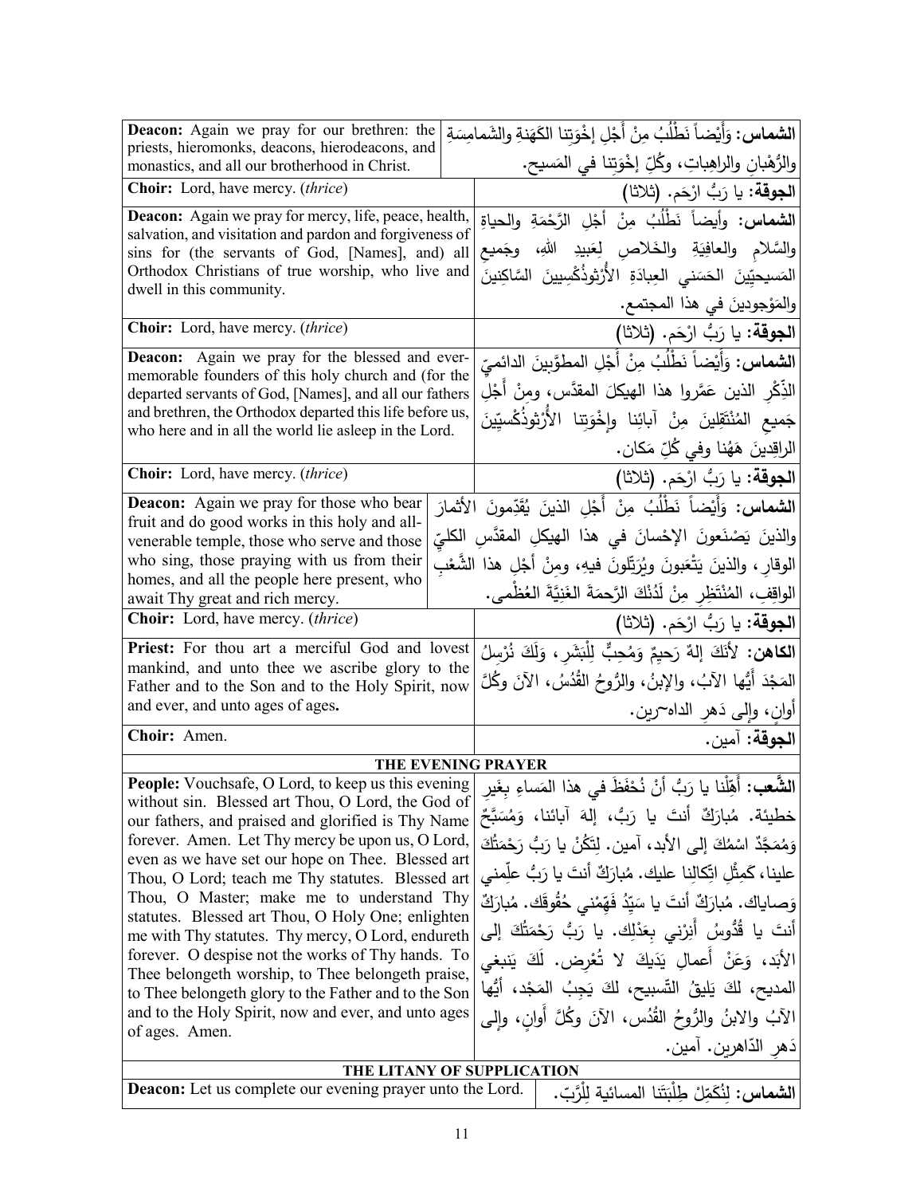| | |
|---|---|
| **Deacon:** Again we pray for our brethren: the priests, hieromonks, deacons, hierodeacons, and monastics, and all our brotherhood in Christ. | **الشماس:** وَأَيْضاً نَطْلُبُ مِنْ أَجْلِ إِخْوَتِنا الكَهَنةِ والشَمامِسَةِ والرُّهْبانِ والراهِباتِ، وكُلِّ إِخْوَتِنا في المَسيح. |
| **Choir:** Lord, have mercy. (*thrice*) | **الجوقة:** يا رَبُّ ارْحَم. (ثلاثا) |
| **Deacon:** Again we pray for mercy, life, peace, health, salvation, and visitation and pardon and forgiveness of sins for (the servants of God, [Names], and) all Orthodox Christians of true worship, who live and dwell in this community. | **الشماس:** وأيضاً نَطْلُبُ مِنْ أجْلِ الرَّحْمَةِ والحياةِ والسَّلامِ والعافِيَةِ والخَلاصِ لِعَبيدِ اللهِ، وجَميعِ المَسيحيّينَ الحَسَني العِبادَةِ الأُرْثوذُكْسِيينَ السَّاكِنينَ والمَوْجودينَ في هذا المجتمع. |
| **Choir:** Lord, have mercy. (*thrice*) | **الجوقة:** يا رَبُّ ارْحَم. (ثلاثا) |
| **Deacon:** Again we pray for the blessed and ever-memorable founders of this holy church and (for the departed servants of God, [Names], and all our fathers and brethren, the Orthodox departed this life before us, who here and in all the world lie asleep in the Lord. | **الشماس:** وَأَيْضاً نَطْلُبُ مِنْ أَجْلِ المطوَّبينَ الدائميّ الذِّكْرِ الذين عَمَّروا هذا الهيكلَ المقدَّس، ومِنْ أَجْلِ جَميعِ المُنْتَقِلينَ مِنْ آبائِنا وإِخْوَتِنا الأُرْثوذُكْسيّينَ الراقِدينَ هَهُنا وفي كُلِّ مَكان. |
| **Choir:** Lord, have mercy. (*thrice*) | **الجوقة:** يا رَبُّ ارْحَم. (ثلاثا) |
| **Deacon:** Again we pray for those who bear fruit and do good works in this holy and all-venerable temple, those who serve and those who sing, those praying with us from their homes, and all the people here present, who await Thy great and rich mercy. | **الشماس:** وَأَيْضاً نَطْلُبُ مِنْ أَجْلِ الذينَ يُقَدِّمونَ الأثمارَ والذينَ يَصْنَعونَ الإِحْسانَ في هذا الهيكلِ المقدَّسِ الكليّ الوقارِ، والذينَ يَتْعَبونَ ويُرَتِّلونَ فيهِ، ومِنْ أَجْلِ هذا الشَّعْبِ الواقِفِ، المُنْتَظِرِ مِنْ لَدُنْكَ الرَّحمَةَ الغَنِيَّةَ العُظْمى. |
| **Choir:** Lord, have mercy. (*thrice*) | **الجوقة:** يا رَبُّ ارْحَم. (ثلاثا) |
| **Priest:** For thou art a merciful God and lovest mankind, and unto thee we ascribe glory to the Father and to the Son and to the Holy Spirit, now and ever, and unto ages of ages. | **الكاهن:** لأنَكَ إلهٌ رَحيمٌ وَمُحِبٌّ لِلْبَشَرِ، وَلَكَ نُرْسِلُ المَجْدَ أَيُّها الآبُ، والإبنُ، والرُّوحُ القُدُسُ، الآنَ وكُلَّ أوانٍ، وإلى دَهرِ الداه~رين. |
| **Choir:** Amen. | **الجوقة:** آمين. |

**THE EVENING PRAYER**

| | |
|---|---|
| **People:** Vouchsafe, O Lord, to keep us this evening without sin. Blessed art Thou, O Lord, the God of our fathers, and praised and glorified is Thy Name forever. Amen. Let Thy mercy be upon us, O Lord, even as we have set our hope on Thee. Blessed art Thou, O Lord; teach me Thy statutes. Blessed art Thou, O Master; make me to understand Thy statutes. Blessed art Thou, O Holy One; enlighten me with Thy statutes. Thy mercy, O Lord, endureth forever. O despise not the works of Thy hands. To Thee belongeth worship, to Thee belongeth praise, to Thee belongeth glory to the Father and to the Son and to the Holy Spirit, now and ever, and unto ages of ages. Amen. | **الشَّعب:** أَهِّلْنا يا رَبُّ أنْ نُحْفَظَ في هذا المَساءِ بِغَيرِ خطيئة. مُبارَكٌ أنتَ يا رَبُّ، إلهَ آبائنا، وَمُسَبَّحٌ وَمُمَجَّدٌ اسْمُكَ إلى الأبد، آمين. لِتَكُنْ يا رَبُّ رَحْمَتُكَ علينا، كَمِثْلِ اتِّكالِنا عليك. مُبارَكٌ أنتَ يا رَبُّ علِّمني وَصاياك. مُبارَكٌ أنتَ يا سَيِّدُ فَهِّمْني حُقُوقَك. مُبارَكٌ أنتَ يا قُدُّوسُ أَنِرْني بِعَدْلِك. يا رَبُّ رَحْمَتُكَ إلى الأَبَدِ، وَعَنْ أَعمالِ يَدَيكَ لا تُعْرِض. لَكَ يَنبغي المديح، لكَ يَليقُ التّسبيح، لكَ يَجِبُ المَجْد، أيُّها الآبُ والابنُ والرُّوحُ القُدُس، الآنَ وكُلَّ أوانٍ، وإلى دَهرِ الدّاهرين. آمين. |

**THE LITANY OF SUPPLICATION**

| | |
|---|---|
| **Deacon:** Let us complete our evening prayer unto the Lord. | **الشماس:** لِنُكَمِّلْ طِلْبَتَنا المسائية لِلْرَّبّ. |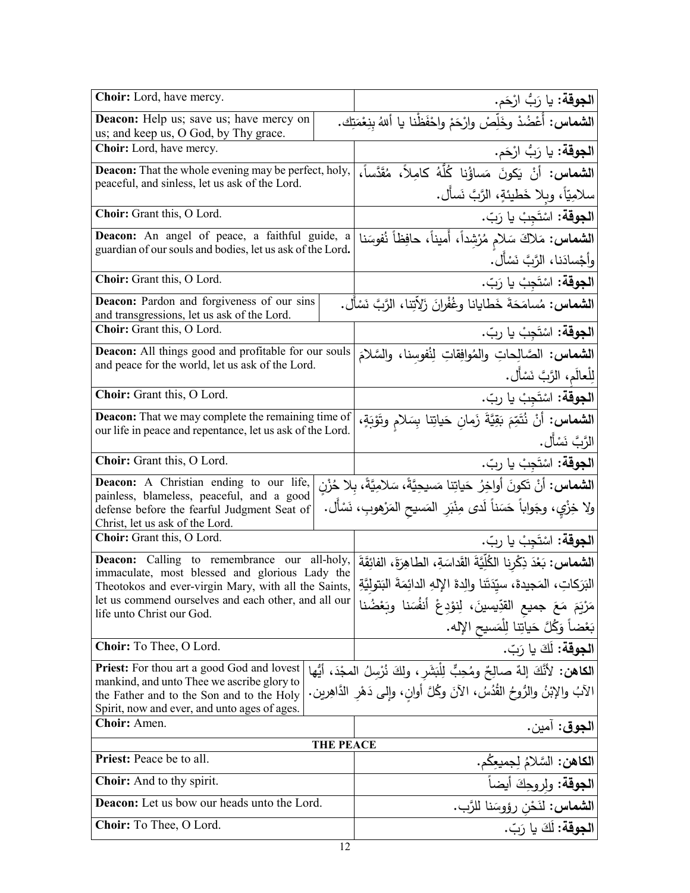| | |
|---|---|
| **Choir:** Lord, have mercy. | **الجوقة:** يا رَبُّ ارْحَم. |
| **Deacon:** Help us; save us; have mercy on us; and keep us, O God, by Thy grace. | **الشماس:** أَعْضُدْ وخَلِّصْ وارْحَمْ واحْفَظْنا يا أللهُ بِنِعْمَتِك. |
| **Choir:** Lord, have mercy. | **الجوقة:** يا رَبُّ ارْحَم. |
| **Deacon:** That the whole evening may be perfect, holy, peaceful, and sinless, let us ask of the Lord. | **الشماس:** أنْ يَكونَ مَساؤُنا كُلُّهُ كامِلاً، مُقَدَّساً، سلامِيّاً، وبِلا خَطيئةٍ، الرَّبَّ نَسأل. |
| **Choir:** Grant this, O Lord. | **الجوقة:** اسْتَجِبْ يا رَبّ. |
| **Deacon:** An angel of peace, a faithful guide, a guardian of our souls and bodies, let us ask of the Lord. | **الشماس:** مَلاكَ سَلامٍ مُرْشِداً، أَميناً، حافِظاً نُفوسَنا وأَجْسادَنا، الرَّبَّ نَسْأَل. |
| **Choir:** Grant this, O Lord. | **الجوقة:** اسْتَجِبْ يا رَبّ. |
| **Deacon:** Pardon and forgiveness of our sins and transgressions, let us ask of the Lord. | **الشماس:** مُسامَحَةَ خَطايانا وغُفْرانَ زَلّاتِنا، الرَّبَّ نَسْأَل. |
| **Choir:** Grant this, O Lord. | **الجوقة:** اسْتَجِبْ يا ربّ. |
| **Deacon:** All things good and profitable for our souls and peace for the world, let us ask of the Lord. | **الشماس:** الصَّالِحاتِ والمُوافِقاتِ لِنُفوسِنا، والسَّلامَ لِلْعالَمِ، الرَّبَّ نَسْأَل. |
| **Choir:** Grant this, O Lord. | **الجوقة:** اسْتَجِبْ يا ربّ. |
| **Deacon:** That we may complete the remaining time of our life in peace and repentance, let us ask of the Lord. | **الشماس:** أنْ نُتَمِّمَ بَقِيَّةَ زَمانِ حَياتِنا بِسَلامٍ وتَوْبَةٍ، الرَّبَّ نَسْأَل. |
| **Choir:** Grant this, O Lord. | **الجوقة:** اسْتَجِبْ يا ربّ. |
| **Deacon:** A Christian ending to our life, painless, blameless, peaceful, and a good defense before the fearful Judgment Seat of Christ, let us ask of the Lord. | **الشماس:** أنْ تَكونَ أَواخِرُ حَياتِنا مَسيحِيَّةً، سَلامِيَّةً، بِلا حُزْنٍ ولا خِزْيٍ، وجَواباً حَسَناً لَدى مِنْبَرِ المَسيحِ المَرْهوبِ، نَسْأَل. |
| **Choir:** Grant this, O Lord. | **الجوقة:** اسْتَجِبْ يا ربّ. |
| **Deacon:** Calling to remembrance our all-holy, immaculate, most blessed and glorious Lady the Theotokos and ever-virgin Mary, with all the Saints, let us commend ourselves and each other, and all our life unto Christ our God. | **الشماس:** بَعْدَ ذِكْرِنا الكُلِّيَّةَ القَداسَةِ، الطاهِرَةَ، الفائِقَةَ البَرَكاتِ، المَجيدةَ، سيِّدَتَنا والِدةَ الإلهِ الدائِمَةَ البَتولِيَّةِ مَرْيَمَ مَعَ جميعِ القدّيسينَ، لِنوْدِعْ أنفُسَنا وبَعْضُنا بَعْضاً وَكُلَّ حَياتِنا لِلْمَسيحِ الإله. |
| **Choir:** To Thee, O Lord. | **الجوقة:** لَكَ يا رَبّ. |
| **Priest:** For thou art a good God and lovest mankind, and unto Thee we ascribe glory to the Father and to the Son and to the Holy Spirit, now and ever, and unto ages of ages. | **الكاهن:** لأنَّكَ إلهٌ صالِحٌ ومُحِبٌّ لِلْبَشَرِ، ولكَ نُرْسِلُ المجْدَ، أيُّها الآبُ والإبْنُ والرُّوحُ القُدُسُ، الآنَ وكُلَّ أوانٍ، وإلى دَهْرِ الدَّاهِرين. |
| **Choir:** Amen. | **الجوق:** آمين. |
| **THE PEACE** | |
| **Priest:** Peace be to all. | **الكاهن:** السَّلامُ لِجميعِكُم. |
| **Choir:** And to thy spirit. | **الجوقة:** ولِروحِكَ أيضاً |
| **Deacon:** Let us bow our heads unto the Lord. | **الشماس:** لِنَحْنِ رؤوسَنا للرَّب. |
| **Choir:** To Thee, O Lord. | **الجوقة:** لَكَ يا رَبّ. |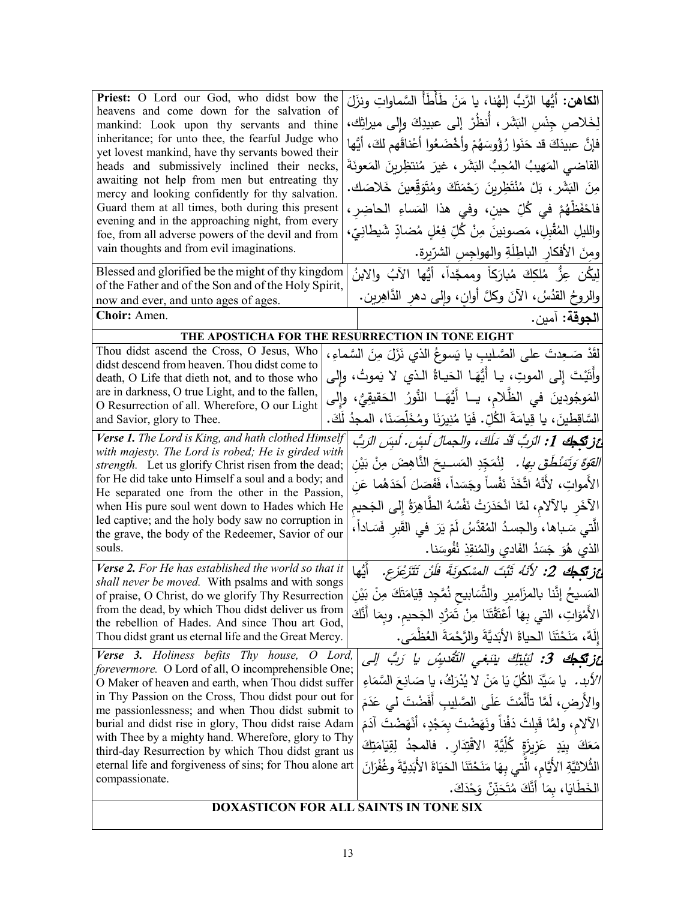| | |
|---|---|
| **Priest:** O Lord our God, who didst bow the heavens and come down for the salvation of mankind: Look upon thy servants and thine inheritance; for unto thee, the fearful Judge who yet lovest mankind, have thy servants bowed their heads and submissively inclined their necks, awaiting not help from men but entreating thy mercy and looking confidently for thy salvation. Guard them at all times, both during this present evening and in the approaching night, from every foe, from all adverse powers of the devil and from vain thoughts and from evil imaginations. | **الكاهن:** أيُّها الرَّبُّ إلهُنا، يا مَنْ طَأْطَأَ السَّماواتِ ونزَلَ لِخَلاصِ جِنْسِ البَشَرِ، أُنظُرْ إلى عبيدِكَ وإلى ميراثِك، فإنَّ عبيدَكَ قد حَنَوا رُؤُوسَهُمْ وأخْضَعُوا أعْناقَهم لكَ، أيُّها القاضي المَهيبُ المُحِبُّ البَشَرِ، غيرَ مُنتظِرينَ المَعونَةَ مِنَ البَشَرِ، بَلْ مُنْتَظِرينَ رَحْمَتَكَ ومُتَوَقِّعينَ خَلاصَك. فاحْفَظْهُمْ في كُلِّ حينٍ، وفي هذا المَساءِ الحاضِرِ، والليلِ المُقْبِلِ، مَصونينَ مِنْ كُلِّ فِعْلٍ مُضادٍّ شَيطانِيّ، ومِنَ الأفكارِ الباطِلَةِ والهواجِسِ الشرّيرة. |
| Blessed and glorified be the might of thy kingdom of the Father and of the Son and of the Holy Spirit, now and ever, and unto ages of ages. | لِيكُن عِزُّ مُلكِكَ مُبارَكاً وممجَّداً، أيُّها الآبُ والابنُ والروحُ القدُسُ، الآنَ وكلَّ أوانٍ، وإلى دهرِ الدَّاهِرين. |
| **Choir:** Amen. | **الجوقة:** آمين. |
| **THE APOSTICHA FOR THE RESURRECTION IN TONE EIGHT** | |
| Thou didst ascend the Cross, O Jesus, Who didst descend from heaven. Thou didst come to death, O Life that dieth not, and to those who are in darkness, O true Light, and to the fallen, O Resurrection of all. Wherefore, O our Light and Savior, glory to Thee. | لَقَدْ صَعِدتَ على الصَّليبِ يا يَسوعُ الذي نَزَلَ مِنَ السَّماءِ، وأَتَيْتَ إلى الموتِ، يـا أَيُّهَـا الحَيـاةُ الـذي لا يَموتُ، وإلى المَوجُودينَ في الظَّلامِ، يـا أَيُّهـا النُّورُ الحَقيقيُّ، وإلى السَّاقِطينَ، يا قِيامَةَ الكُلِّ. فَيَا مُنيرَنَا ومُخَلِّصَنَا، المجدُ لَكَ. |
| ***Verse 1.*** *The Lord is King, and hath clothed Himself with majesty. The Lord is robed; He is girded with strength.* Let us glorify Christ risen from the dead; for He did take unto Himself a soul and a body; and He separated one from the other in the Passion, when His pure soul went down to Hades which He led captive; and the holy body saw no corruption in the grave, the body of the Redeemer, Savior of our souls. | ***عزتكجك 1:*** *الرَّبُّ قَدْ مَلَكَ، والجمالَ لَبِسَ. لَبِسَ الرَّبُّ القوّةَ وَتَمَنْطَقَ بها.* لِنُمَجِّدِ المَسـيحَ النَّاهِضَ مِنْ بَيْنِ الأمواتِ، لأَنَّهُ اتَّخَذَ نَفْساً وجَسَداً، فَفَصَلَ أحَدَهُما عَنِ الآخَرِ بالآلامِ، لمَّا انْحَدَرَتْ نَفْسُهُ الطَّاهِرَةُ إلى الجَحيمِ الّتي سَباها، والجسدُ المُقدَّسُ لَمْ يَرَ في القَبرِ فَسَاداً، الذي هُوَ جَسَدُ الفادي والمُنقِذِ نُفُوسَنا. |
| ***Verse 2.*** *For He has established the world so that it shall never be moved.* With psalms and with songs of praise, O Christ, do we glorify Thy Resurrection from the dead, by which Thou didst deliver us from the rebellion of Hades. And since Thou art God, Thou didst grant us eternal life and the Great Mercy. | ***عزتكجك 2:*** *لأنَّهُ ثَبَّتَ المسْكونَةَ فَلَنْ تَتَزَعْزَع.* أيُّها المَسيحُ إنَّا بالمزامِيرِ والتَّسَابيحِ نُمَجِد قِيَامَتَكَ مِنْ بَيْنِ الأمْواتِ، التي بِهَا أَعْتَقْتَنَا مِنْ تَمَرُّدِ الجَحيم. وبِمَا أَنَّكَ إلَهٌ، مَنَحْتَنَا الحياةَ الأبَديَّةَ والرَّحْمَةَ العُظْمَى. |
| ***Verse 3.*** *Holiness befits Thy house, O Lord, forevermore.* O Lord of all, O incomprehensible One; O Maker of heaven and earth, when Thou didst suffer in Thy Passion on the Cross, Thou didst pour out for me passionlessness; and when Thou didst submit to burial and didst rise in glory, Thou didst raise Adam with Thee by a mighty hand. Wherefore, glory to Thy third-day Resurrection by which Thou didst grant us eternal life and forgiveness of sins; for Thou alone art compassionate. | ***عزتكجك 3:*** *لِبَيْتِكَ يَنبَغي التَّقْديسُ يا رَبُّ إلى الأبد.* يا سَيِّدَ الكُلِّ يَا مَنْ لا يُدْرَكُ، يا صَانِعَ السَّمَاءِ والأَرضِ، لَمَّا تأَلَّمْتَ عَلَى الصَّلِيبِ أَفَضْتَ لي عَدَمَ الآلامِ، ولمَّا قَبِلتَ دَفْناً ونَهَضْتَ بمَجْدٍ، أَنْهَضْتَ آدَمَ مَعَكَ بِيَدٍ عَزيزَةٍ كُلِّيَّةِ الاقْتِدَارِ. فالمجدُ لِقِيَامَتِكَ الثُّلاثيَّةِ الأَيَّامِ، الَّتي بِهَا مَنَحْتَنَا الحَيَاةَ الأَبَدِيَّةَ وغُفْرَانَ الخَطَايَا، بِمَا أَنَّكَ مُتَحَنِّنٌ وَحْدَكَ. |
| **DOXASTICON FOR ALL SAINTS IN TONE SIX** | |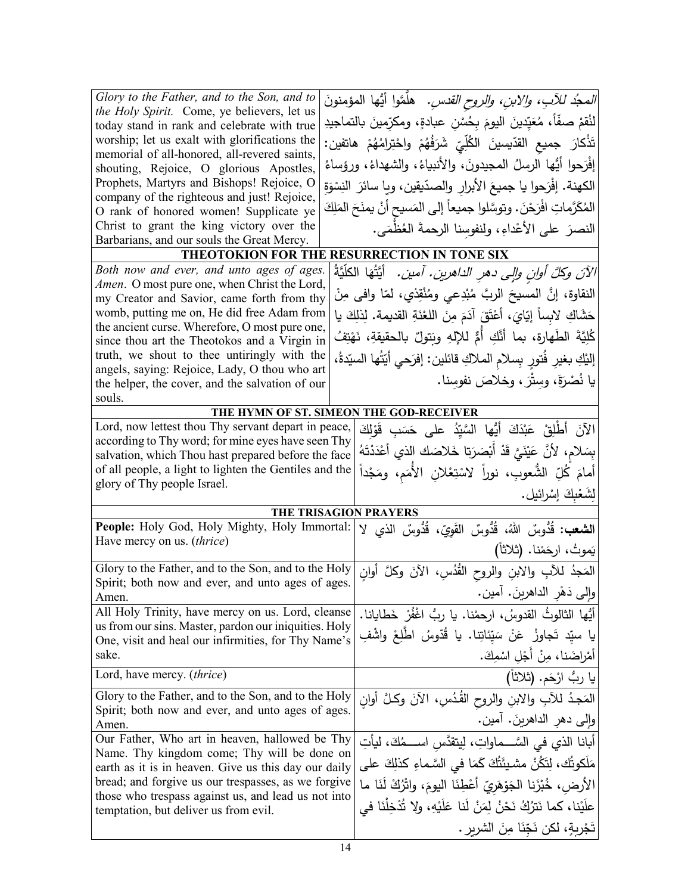| English | Arabic |
|---|---|
| *Glory to the Father, and to the Son, and to the Holy Spirit.* Come, ye believers, let us today stand in rank and celebrate with true worship; let us exalt with glorifications the memorial of all-honored, all-revered saints, shouting, Rejoice, O glorious Apostles, Prophets, Martyrs and Bishops! Rejoice, O company of the righteous and just! Rejoice, O rank of honored women! Supplicate ye Christ to grant the king victory over the Barbarians, and our souls the Great Mercy. | *المجدُ للآبِ، والابنِ، والروحِ القدسِ.* هلمَّوا أيُّها المؤمنونَ لنُقِمْ صفّاً، مُعَيِّدينَ اليومَ بِحُسْنِ عبادةٍ، ومكرِّمينَ بالتماجيدِ تَذْكارَ جميعِ القدّيسينَ الكُلّيِّ شَرَفُهُمْ واحْتِرامُهُمْ هاتفين: إفْرَحوا أيُّها الرسلُ المجيدونَ، والأنبياءُ، والشهداءُ، ورؤساءُ الكهنة. إفْرَحوا يا جميعَ الأبرارِ والصدّيقين، ويا سائرَ النِسْوَةِ المُكَرَّماتِ افْرَحْنَ. وتوسَّلوا جميعاً إلى المَسيحِ أنْ يمنَحَ المَلِكَ النصرَ على الأعْداءِ، ولنفوسِنا الرحمةَ العُظْمَى. |

**THEOTOKION FOR THE RESURRECTION IN TONE SIX**

| English | Arabic |
|---|---|
| *Both now and ever, and unto ages of ages. Amen*. O most pure one, when Christ the Lord, my Creator and Savior, came forth from thy womb, putting me on, He did free Adam from the ancient curse. Wherefore, O most pure one, since thou art the Theotokos and a Virgin in truth, we shout to thee untiringly with the angels, saying: Rejoice, Lady, O thou who art the helper, the cover, and the salvation of our souls. | *الآنَ وكلَّ أوانٍ وإلى دهرِ الداهرين. آمين.* أيَّتُها الكلّيَّةُ النقاوة، إنَّ المسيحَ الربَّ مُبْدِعي ومُنْقِذي، لمّا وافى مِنْ حَشاكِ لابِساً إيّايَ، أعْتَقَ آدَمَ مِنَ اللعْنَةِ القديمة. لِذلِكَ يا كُلِيَّةَ الطَهارة، بما أنَّكِ أُمٌّ للإلهِ وبَتولٌ بالحقيقةِ، نَهْتِفُ إليْكِ بغيرِ فُتورٍ بِسلامِ الملاكِ قائلين: إفرَحي أيَّتُها السيّدةُ، يا نُصْرَةَ، وسِتْرَ، وخلاصَ نفوسِنا. |

**THE HYMN OF ST. SIMEON THE GOD-RECEIVER**

| English | Arabic |
|---|---|
| Lord, now lettest thou Thy servant depart in peace, according to Thy word; for mine eyes have seen Thy salvation, which Thou hast prepared before the face of all people, a light to lighten the Gentiles and the glory of Thy people Israel. | الآنَ أَطْلِقْ عَبْدَكَ أيُّها السَّيِّدُ على حَسَبِ قَوْلِكَ بِسَلامٍ، لأنَّ عَيْنَيَّ قَدْ أَبْصَرَتا خَلاصَك الذي أَعْدَدْتَهُ أمامَ كُلِّ الشُّعوبِ، نوراً لاسْتِعْلانِ الأُمَمِ، ومَجْداً لِشَعْبِكَ إسْرائيل. |

**THE TRISAGION PRAYERS**

| English | Arabic |
|---|---|
| **People:** Holy God, Holy Mighty, Holy Immortal: Have mercy on us. (*thrice*) | **الشعب:** قُدُوسٌ اللهُ، قُدُوسٌ القَوِيّ، قُدُوسٌ الذي لا يَموتُ، ارحَمْنا. (ثلاثاً) |
| Glory to the Father, and to the Son, and to the Holy Spirit; both now and ever, and unto ages of ages. Amen. | المَجدُ للآبِ والابنِ والروحِ القُدُسِ، الآنَ وكلَّ أوانٍ وإلى دَهْرِ الداهرينَ. آمين. |
| All Holy Trinity, have mercy on us. Lord, cleanse us from our sins. Master, pardon our iniquities. Holy One, visit and heal our infirmities, for Thy Name's sake. | أيُّها الثالوثُ القدوسُ، ارحمْنا. يا ربُّ اغْفُرْ خَطايانا. يا سيِّد تَجاوزْ عَنْ سَيِّئاتِنا. يا قُدّوسُ اطَّلِعْ واشْفِ أمْراضَنا، مِنْ أَجْلِ اسْمِكَ. |
| Lord, have mercy. (*thrice*) | يا ربُّ ارْحَم. (ثلاثاً) |
| Glory to the Father, and to the Son, and to the Holy Spirit; both now and ever, and unto ages of ages. Amen. | المَجدُ للآبِ والابنِ والروحِ القُدُسِ، الآنَ وكلَّ أوانٍ وإلى دهرِ الداهرينَ. آمين. |
| Our Father, Who art in heaven, hallowed be Thy Name. Thy kingdom come; Thy will be done on earth as it is in heaven. Give us this day our daily bread; and forgive us our trespasses, as we forgive those who trespass against us, and lead us not into temptation, but deliver us from evil. | أبانا الذي في السَّماواتِ، لِيتقدَّسِ اسمُكَ، ليأتِ مَلَكوتُك، لِتَكُنْ مشيئَتُكَ كَمَا في السَّماءِ كذلِكَ على الأرضِ، خُبْزَنا الجَوْهَرِيّ أعْطِنَا اليومَ، واتْرُكْ لَنَا ما علَيْنا، كما نَترُكُ نَحْنُ لِمَنْ لَنا عَلَيْهِ، ولا تُدْخِلْنَا في تَجْرِبةٍ، لكن نَجِّنَا مِنَ الشرير. |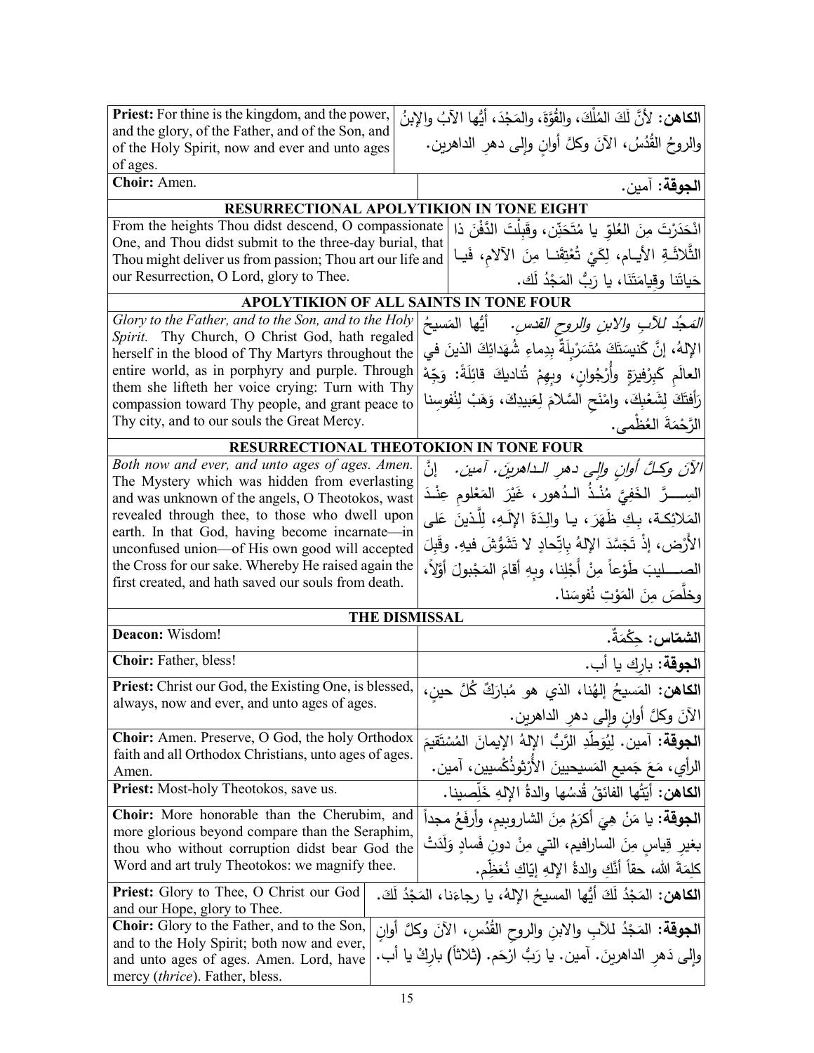| | |
|---|---|
| **Priest:** For thine is the kingdom, and the power, and the glory, of the Father, and of the Son, and of the Holy Spirit, now and ever and unto ages of ages. | **الكاهن:** لأنَّ لَكَ المُلْكَ، والقُوَّةَ، والمَجْدَ، أيُّها الآبُ والإبنُ والروحُ القُدُسُ، الآنَ وكلَّ أوانٍ وإلى دهرِ الداهرين. |
| **Choir:** Amen. | **الجوقة:** آمين. |

## RESURRECTIONAL APOLYTIKION IN TONE EIGHT

| | |
|---|---|
| From the heights Thou didst descend, O compassionate One, and Thou didst submit to the three-day burial, that Thou might deliver us from passion; Thou art our life and our Resurrection, O Lord, glory to Thee. | انْحَدَرْتَ مِنَ العُلوِّ يا مُتَحَنِّن، وقَبِلْتَ الدَّفْنَ ذا الثَّلاثَـةِ الأيـام، لِكَيْ تُعْتِقَنـا مِنَ الآلامِ، فَيـا حَياتَنا وقِيامَتَنَا، يا رَبُّ المَجْدُ لَك. |

## APOLYTIKION OF ALL SAINTS IN TONE FOUR

| | |
|---|---|
| *Glory to the Father, and to the Son, and to the Holy Spirit.* Thy Church, O Christ God, hath regaled herself in the blood of Thy Martyrs throughout the entire world, as in porphyry and purple. Through them she lifteth her voice crying: Turn with Thy compassion toward Thy people, and grant peace to Thy city, and to our souls the Great Mercy. | *المَجدُ للآبِ والابنِ والروحِ القدس.* أيُّها المَسيحُ الإلهُ، إنَّ كَنيسَتَكَ مُتَسَرْبِلَةٌ بِدِماءِ شُهَدائِكَ الذينَ في العالَمِ كَبِرْفيرَةٍ وأُرْجُوانٍ، وبِهِمْ تُناديكَ قائِلَةً: وَجِّهْ رَأفَتَكَ لِشَعْبِكَ، وامْنَحِ السَّلامَ لِعَبيدِكَ، وَهَبْ لِنُفوسِنا الرَّحْمَةَ العُظْمى. |

## RESURRECTIONAL THEOTOKION IN TONE FOUR

| | |
|---|---|
| *Both now and ever, and unto ages of ages. Amen.* The Mystery which was hidden from everlasting and was unknown of the angels, O Theotokos, wast revealed through thee, to those who dwell upon earth. In that God, having become incarnate—in unconfused union—of His own good will accepted the Cross for our sake. Whereby He raised again the first created, and hath saved our souls from death. | *الآنَ وكلَّ أوانٍ وإلى دهرِ الداهرين. آمين.* إنَّ السِـــرَّ الخَفِيَّ مُنْـذُ الـدُهور، غَيْرَ المَعْلومِ عِنْـدَ المَلائِكَـة، بِـكِ ظَهَرَ، يـا والِـدَةَ الإلَـهِ، لِلَّـذينَ عَلى الأَرْض، إذْ تَجَسَّدَ الإلهُ بِاتِّحادٍ لا تَشَوُّشَ فيهِ. وقَبِلَ الصـــليبَ طَوْعاً مِنْ أَجْلِنا، وبِهِ أقامَ المَجْبولَ أوَّلاً، وخلَّصَ مِنَ المَوْتِ نُفوسَنا. |

## THE DISMISSAL

| | |
|---|---|
| **Deacon:** Wisdom! | **الشمّاس:** حِكْمَةٌ. |
| **Choir:** Father, bless! | **الجوقة:** بارِك يا أب. |
| **Priest:** Christ our God, the Existing One, is blessed, always, now and ever, and unto ages of ages. | **الكاهن:** المَسيحُ إلهُنا، الذي هو مُبارَكٌ كُلَّ حينٍ، الآنَ وكلَّ أوانٍ وإلى دهرِ الداهرين. |
| **Choir:** Amen. Preserve, O God, the holy Orthodox faith and all Orthodox Christians, unto ages of ages. Amen. | **الجوقة:** آمين. لِيُوَطِّدِ الرَّبُّ الإلهُ الإيمانَ المُسْتَقيمَ الرأيِ، مَعَ جَميعِ المَسيحيينَ الأُرْثوذُكْسيين، آمين. |
| **Priest:** Most-holy Theotokos, save us. | **الكاهن:** أيَّتُها الفائقُ قُدسُها والدةُ الإلهِ خَلِّصينا. |
| **Choir:** More honorable than the Cherubim, and more glorious beyond compare than the Seraphim, thou who without corruption didst bear God the Word and art truly Theotokos: we magnify thee. | **الجوقة:** يا مَنْ هِيَ أكرَمُ مِنَ الشاروبيمِ، وأرفَعُ مجداً بغيرِ قِياسٍ مِنَ السارافيم، التي مِنْ دونِ فَسادٍ وَلَدَتْ كلِمَةَ الله، حقاً أنَّكِ والدةُ الإلهِ إيّاكِ نُعَظِّم. |
| **Priest:** Glory to Thee, O Christ our God and our Hope, glory to Thee. | **الكاهن:** المَجْدُ لَكَ أيُّها المسيحُ الإلهُ، يا رجاءَنا، المَجْدُ لَكَ. |
| **Choir:** Glory to the Father, and to the Son, and to the Holy Spirit; both now and ever, and unto ages of ages. Amen. Lord, have mercy (*thrice*). Father, bless. | **الجوقة:** المَجْدُ للآبِ والابنِ والروحِ القُدُس، الآنَ وكلَّ أوانٍ وإلى دَهرِ الداهرينَ. آمين. يا رَبُّ ارْحَم. (ثلاثاً) بارِكْ يا أب. |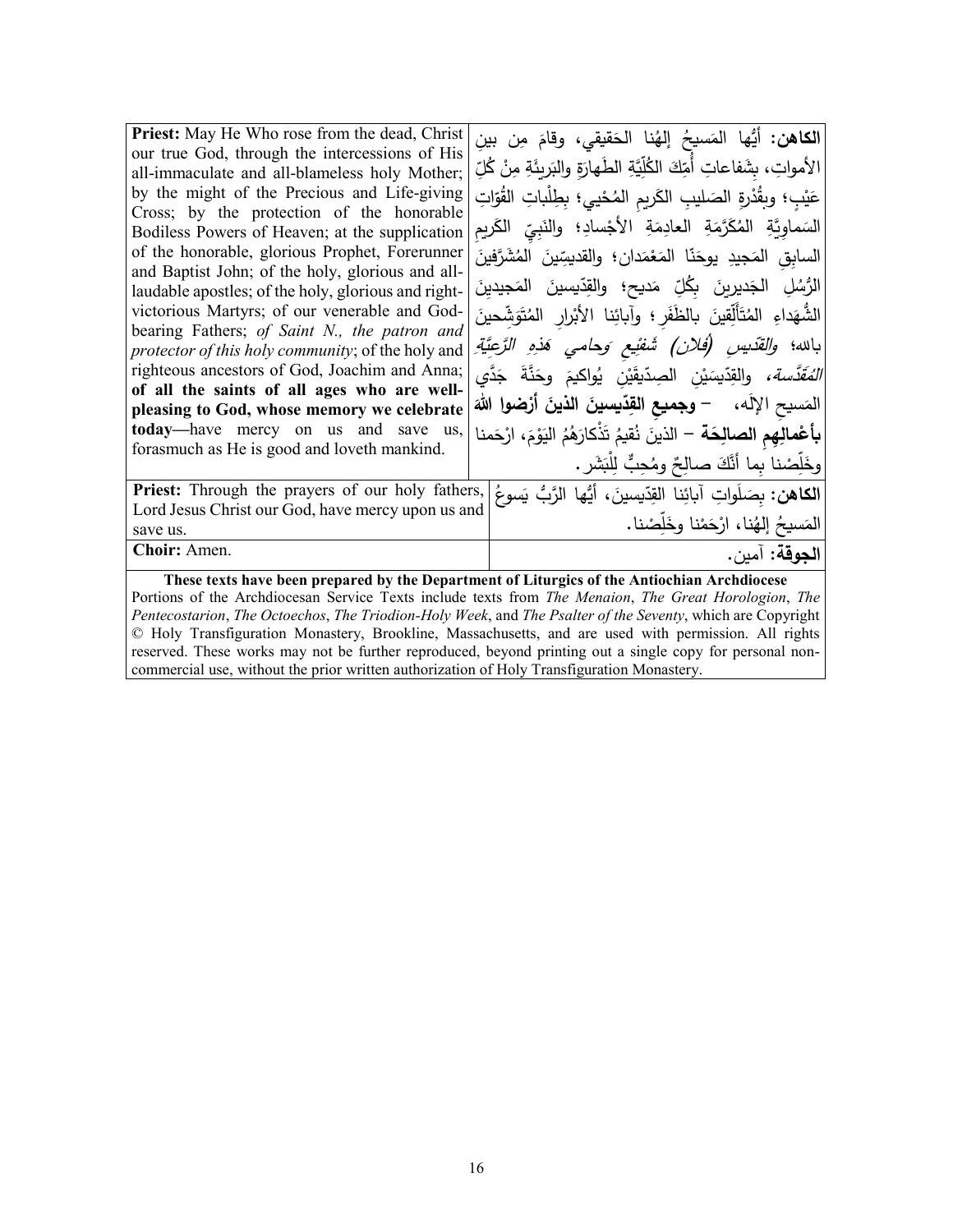| | |
|---|---|
| **Priest:** May He Who rose from the dead, Christ our true God, through the intercessions of His all-immaculate and all-blameless holy Mother; by the might of the Precious and Life-giving Cross; by the protection of the honorable Bodiless Powers of Heaven; at the supplication of the honorable, glorious Prophet, Forerunner and Baptist John; of the holy, glorious and all-laudable apostles; of the holy, glorious and right-victorious Martyrs; of our venerable and God-bearing Fathers; *of Saint N., the patron and protector of this holy community*; of the holy and righteous ancestors of God, Joachim and Anna; **of all the saints of all ages who are well-pleasing to God, whose memory we celebrate today**—have mercy on us and save us, forasmuch as He is good and loveth mankind. | **الكاهن:** أيُّها المَسيحُ إلهُنا الحَقيقي، وقامَ مِن بينِ الأمواتِ، بِشَفاعاتِ أُمِّكَ الكُلِّيَّةِ الطَهارَةِ والبَريئَةِ مِنْ كُلِّ عَيْبٍ؛ وبِقُدْرَةِ الصَليبِ الكَريمِ المُحْيي؛ بِطِلْباتِ القُوّاتِ السَماوِيَّةِ المُكَرَّمَةِ العادِمَةِ الأجْسادِ؛ والنَبِيِّ الكَريمِ السابِقِ المَجيدِ يوحَنّا المَعْمَدان؛ والقديسِّينَ المُشَرَّفينَ الرُّسُلِ الجَديرينَ بِكُلِّ مَديح؛ والقدّيسينَ المَجيدينَ الشُّهَداءِ المُتَأَلِّقينَ بالظَفَرِ؛ وآبائِنا الأبْرارِ المُتَوَشِّحينَ بالله؛ *والقدّيس (فلان) شَفيعِ وحامي هَذهِ الرَّعيَّةِ المُقَدَّسة*، والقِدّيسَيْنِ الصِدّيقَيْنِ يُواكيمَ وحَنَّةَ جَدَّي المَسيحِ الإلَه، – **وجميعِ القِدّيسينَ الذينَ أرْضوا اللهَ بأعْمالِهِم الصالِحَة** – الذينَ نُقيمُ تَذْكارَهُمُ اليَوْمَ، ارْحَمنا وخَلِّصْنا بِما أنَّكَ صالِحٌ ومُحِبٌّ لِلْبَشَر. |
| **Priest:** Through the prayers of our holy fathers, Lord Jesus Christ our God, have mercy upon us and save us. | **الكاهن:** بِصَلَواتِ آبائِنا القِدّيسينَ، أيُّها الرَّبُّ يَسوعُ المَسيحُ إلهُنا، ارْحَمْنا وخَلِّصْنا. |
| **Choir:** Amen. | **الجوقة:** آمين. |

**These texts have been prepared by the Department of Liturgics of the Antiochian Archdiocese**
Portions of the Archdiocesan Service Texts include texts from *The Menaion*, *The Great Horologion*, *The Pentecostarion*, *The Octoechos*, *The Triodion-Holy Week*, and *The Psalter of the Seventy*, which are Copyright © Holy Transfiguration Monastery, Brookline, Massachusetts, and are used with permission. All rights reserved. These works may not be further reproduced, beyond printing out a single copy for personal non-commercial use, without the prior written authorization of Holy Transfiguration Monastery.